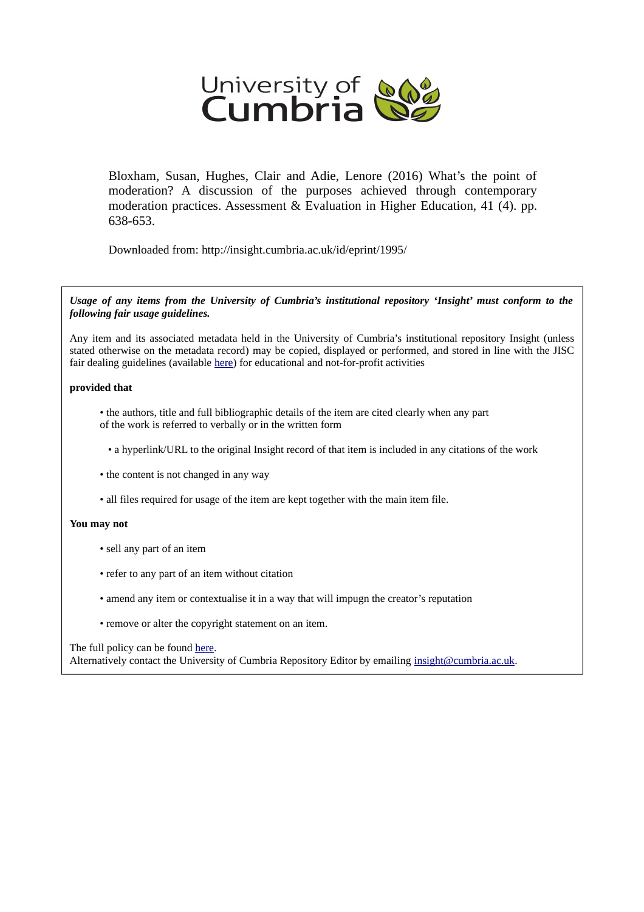University of Cumbria

Bloxham, Susan, Hughes, Clair and Adie, Lenore (2016) What's the point of moderation? A discussion of the purposes achieved through contemporary moderation practices. Assessment & Evaluation in Higher Education, 41 (4). pp. 638-653.

Downloaded from: http://insight.cumbria.ac.uk/id/eprint/1995/

***Usage of any items from the University of Cumbria's institutional repository 'Insight' must conform to the following fair usage guidelines.***

Any item and its associated metadata held in the University of Cumbria's institutional repository Insight (unless stated otherwise on the metadata record) may be copied, displayed or performed, and stored in line with the JISC fair dealing guidelines (available here) for educational and not-for-profit activities

**provided that**

- the authors, title and full bibliographic details of the item are cited clearly when any part of the work is referred to verbally or in the written form
- a hyperlink/URL to the original Insight record of that item is included in any citations of the work
- the content is not changed in any way
- all files required for usage of the item are kept together with the main item file.

**You may not**

- sell any part of an item
- refer to any part of an item without citation
- amend any item or contextualise it in a way that will impugn the creator's reputation
- remove or alter the copyright statement on an item.

The full policy can be found here.
Alternatively contact the University of Cumbria Repository Editor by emailing insight@cumbria.ac.uk.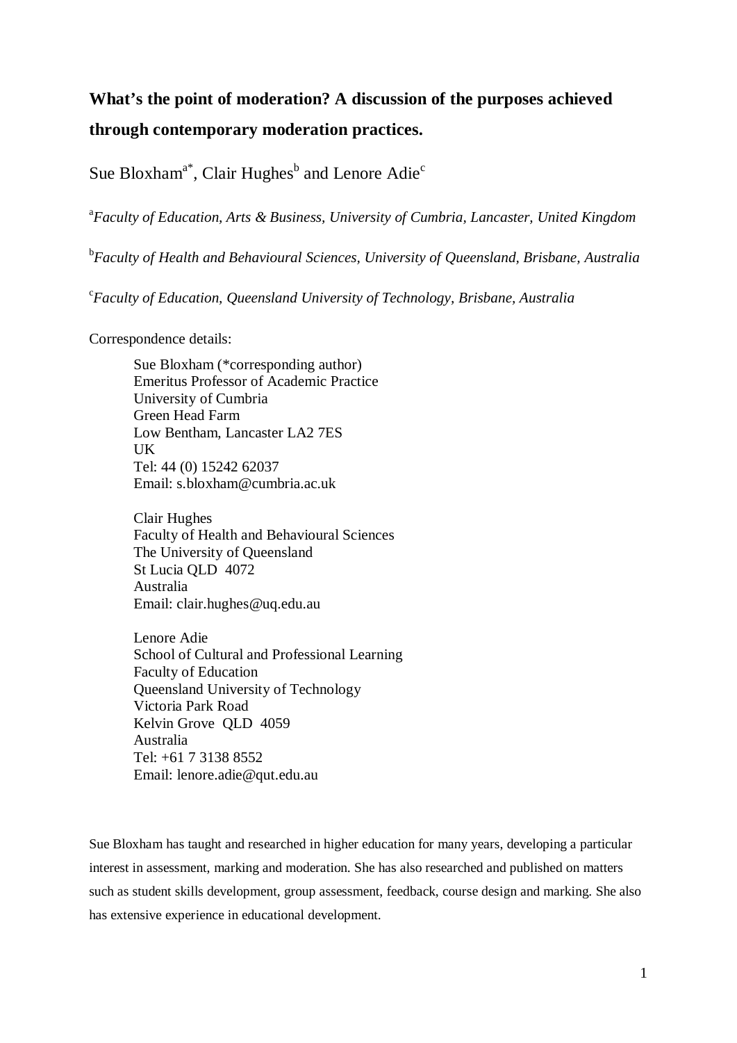# What's the point of moderation? A discussion of the purposes achieved through contemporary moderation practices.

Sue Bloxham[a*], Clair Hughes[b] and Lenore Adie[c]

[a]*Faculty of Education, Arts & Business, University of Cumbria, Lancaster, United Kingdom*

[b]*Faculty of Health and Behavioural Sciences, University of Queensland, Brisbane, Australia*

[c]*Faculty of Education, Queensland University of Technology, Brisbane, Australia*

Correspondence details:

Sue Bloxham (*corresponding author)
Emeritus Professor of Academic Practice
University of Cumbria
Green Head Farm
Low Bentham, Lancaster LA2 7ES
UK
Tel: 44 (0) 15242 62037
Email: s.bloxham@cumbria.ac.uk

Clair Hughes
Faculty of Health and Behavioural Sciences
The University of Queensland
St Lucia QLD 4072
Australia
Email: clair.hughes@uq.edu.au

Lenore Adie
School of Cultural and Professional Learning
Faculty of Education
Queensland University of Technology
Victoria Park Road
Kelvin Grove QLD 4059
Australia
Tel: +61 7 3138 8552
Email: lenore.adie@qut.edu.au

Sue Bloxham has taught and researched in higher education for many years, developing a particular interest in assessment, marking and moderation. She has also researched and published on matters such as student skills development, group assessment, feedback, course design and marking. She also has extensive experience in educational development.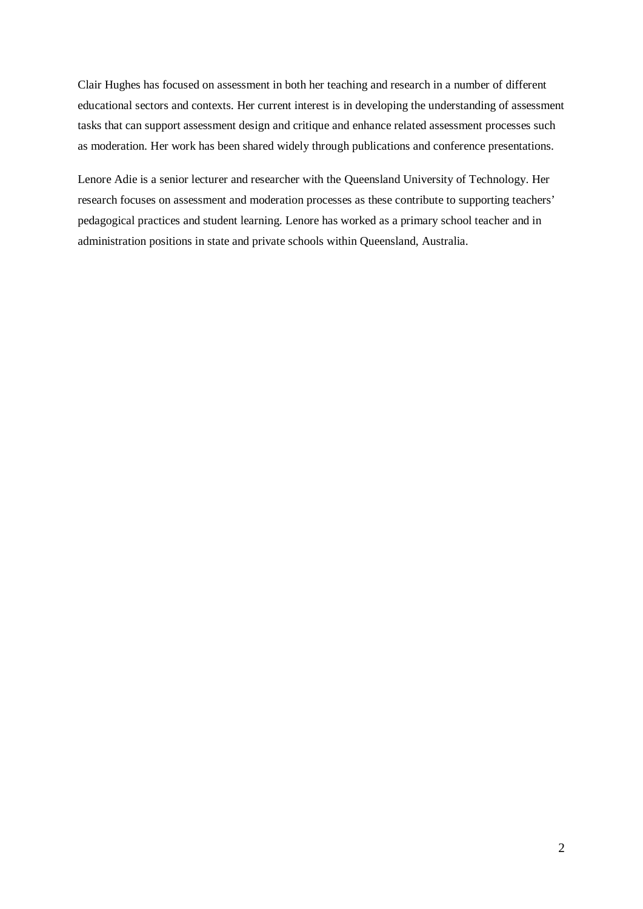Clair Hughes has focused on assessment in both her teaching and research in a number of different educational sectors and contexts. Her current interest is in developing the understanding of assessment tasks that can support assessment design and critique and enhance related assessment processes such as moderation. Her work has been shared widely through publications and conference presentations.

Lenore Adie is a senior lecturer and researcher with the Queensland University of Technology. Her research focuses on assessment and moderation processes as these contribute to supporting teachers' pedagogical practices and student learning. Lenore has worked as a primary school teacher and in administration positions in state and private schools within Queensland, Australia.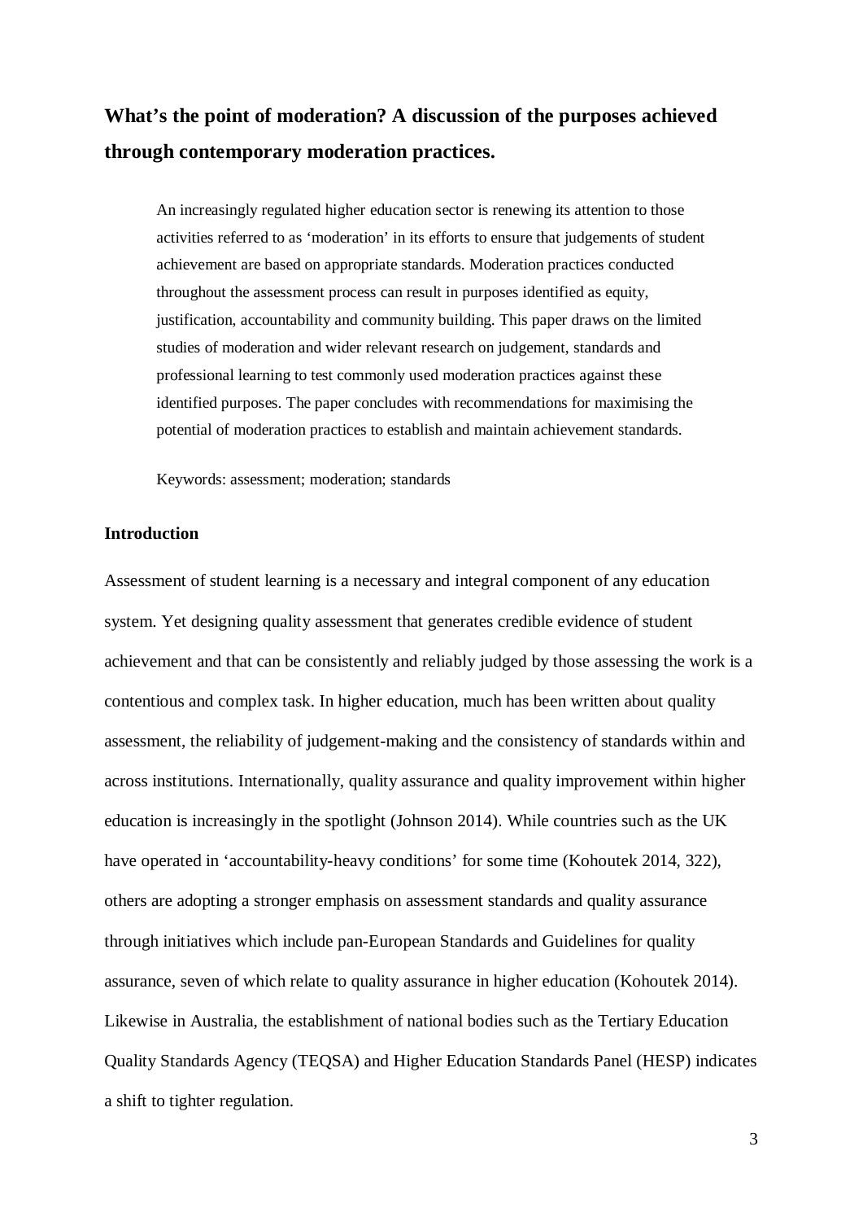# What's the point of moderation? A discussion of the purposes achieved through contemporary moderation practices.

> An increasingly regulated higher education sector is renewing its attention to those activities referred to as 'moderation' in its efforts to ensure that judgements of student achievement are based on appropriate standards. Moderation practices conducted throughout the assessment process can result in purposes identified as equity, justification, accountability and community building. This paper draws on the limited studies of moderation and wider relevant research on judgement, standards and professional learning to test commonly used moderation practices against these identified purposes. The paper concludes with recommendations for maximising the potential of moderation practices to establish and maintain achievement standards.
>
> Keywords: assessment; moderation; standards

## Introduction

Assessment of student learning is a necessary and integral component of any education system. Yet designing quality assessment that generates credible evidence of student achievement and that can be consistently and reliably judged by those assessing the work is a contentious and complex task. In higher education, much has been written about quality assessment, the reliability of judgement-making and the consistency of standards within and across institutions. Internationally, quality assurance and quality improvement within higher education is increasingly in the spotlight (Johnson 2014). While countries such as the UK have operated in 'accountability-heavy conditions' for some time (Kohoutek 2014, 322), others are adopting a stronger emphasis on assessment standards and quality assurance through initiatives which include pan-European Standards and Guidelines for quality assurance, seven of which relate to quality assurance in higher education (Kohoutek 2014). Likewise in Australia, the establishment of national bodies such as the Tertiary Education Quality Standards Agency (TEQSA) and Higher Education Standards Panel (HESP) indicates a shift to tighter regulation.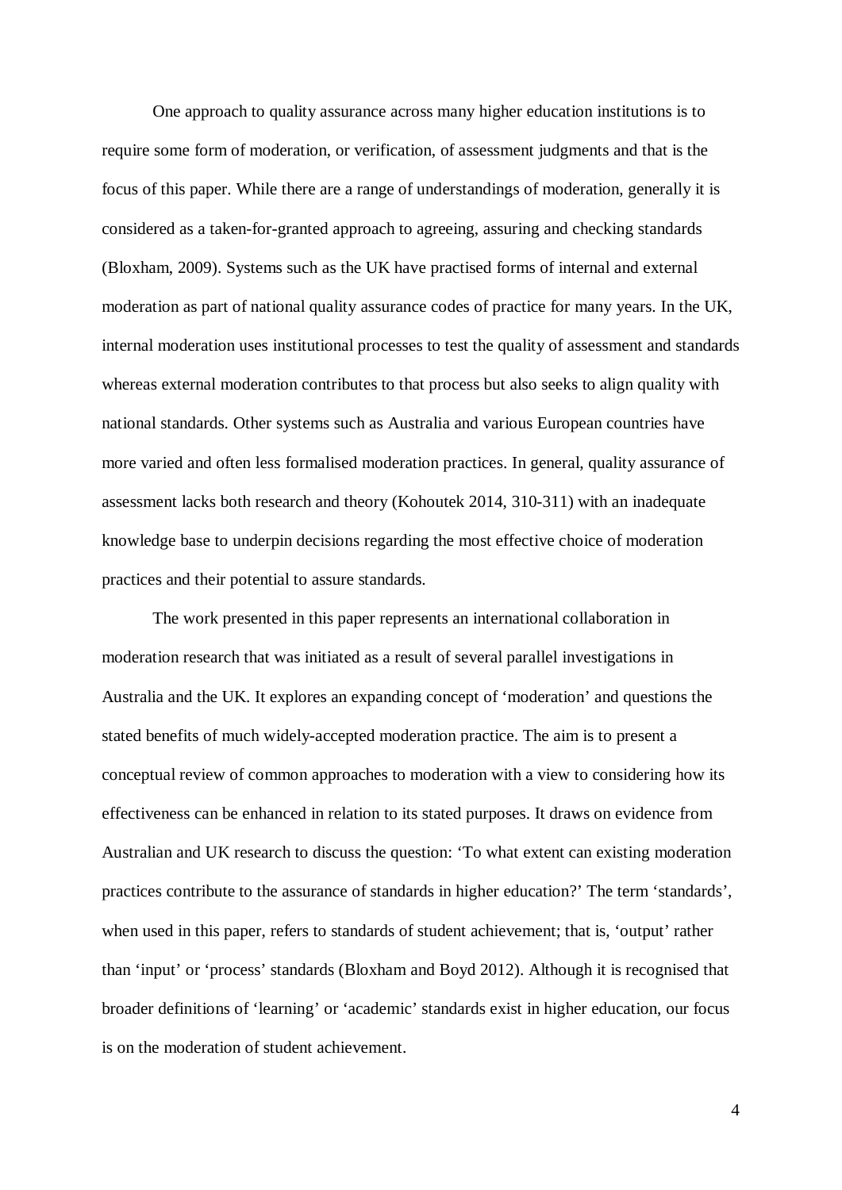One approach to quality assurance across many higher education institutions is to require some form of moderation, or verification, of assessment judgments and that is the focus of this paper. While there are a range of understandings of moderation, generally it is considered as a taken-for-granted approach to agreeing, assuring and checking standards (Bloxham, 2009). Systems such as the UK have practised forms of internal and external moderation as part of national quality assurance codes of practice for many years. In the UK, internal moderation uses institutional processes to test the quality of assessment and standards whereas external moderation contributes to that process but also seeks to align quality with national standards. Other systems such as Australia and various European countries have more varied and often less formalised moderation practices. In general, quality assurance of assessment lacks both research and theory (Kohoutek 2014, 310-311) with an inadequate knowledge base to underpin decisions regarding the most effective choice of moderation practices and their potential to assure standards.

The work presented in this paper represents an international collaboration in moderation research that was initiated as a result of several parallel investigations in Australia and the UK. It explores an expanding concept of 'moderation' and questions the stated benefits of much widely-accepted moderation practice. The aim is to present a conceptual review of common approaches to moderation with a view to considering how its effectiveness can be enhanced in relation to its stated purposes. It draws on evidence from Australian and UK research to discuss the question: 'To what extent can existing moderation practices contribute to the assurance of standards in higher education?' The term 'standards', when used in this paper, refers to standards of student achievement; that is, 'output' rather than 'input' or 'process' standards (Bloxham and Boyd 2012). Although it is recognised that broader definitions of 'learning' or 'academic' standards exist in higher education, our focus is on the moderation of student achievement.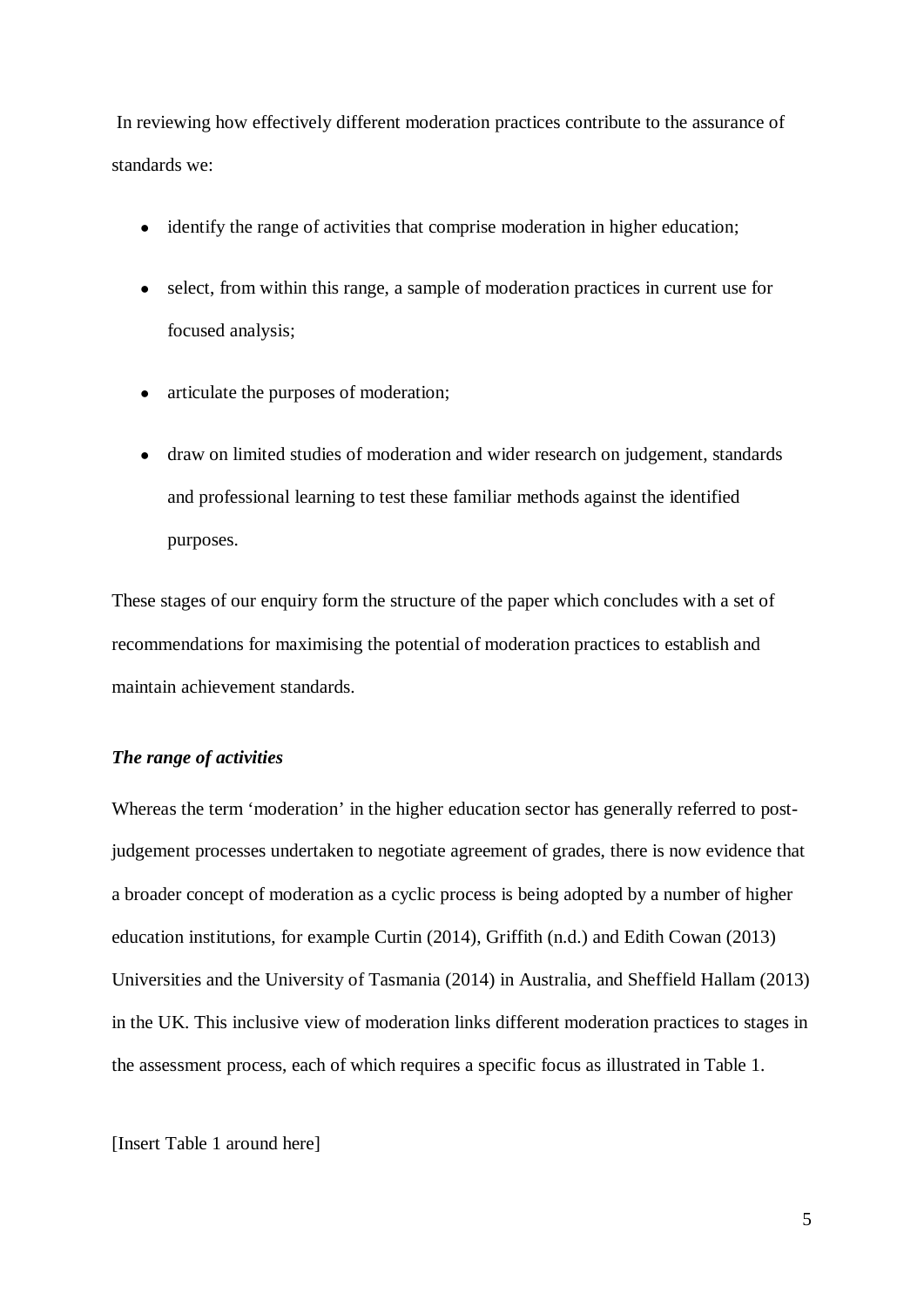In reviewing how effectively different moderation practices contribute to the assurance of standards we:

- identify the range of activities that comprise moderation in higher education;
- select, from within this range, a sample of moderation practices in current use for focused analysis;
- articulate the purposes of moderation;
- draw on limited studies of moderation and wider research on judgement, standards and professional learning to test these familiar methods against the identified purposes.

These stages of our enquiry form the structure of the paper which concludes with a set of recommendations for maximising the potential of moderation practices to establish and maintain achievement standards.

### *The range of activities*

Whereas the term 'moderation' in the higher education sector has generally referred to post-judgement processes undertaken to negotiate agreement of grades, there is now evidence that a broader concept of moderation as a cyclic process is being adopted by a number of higher education institutions, for example Curtin (2014), Griffith (n.d.) and Edith Cowan (2013) Universities and the University of Tasmania (2014) in Australia, and Sheffield Hallam (2013) in the UK. This inclusive view of moderation links different moderation practices to stages in the assessment process, each of which requires a specific focus as illustrated in Table 1.

[Insert Table 1 around here]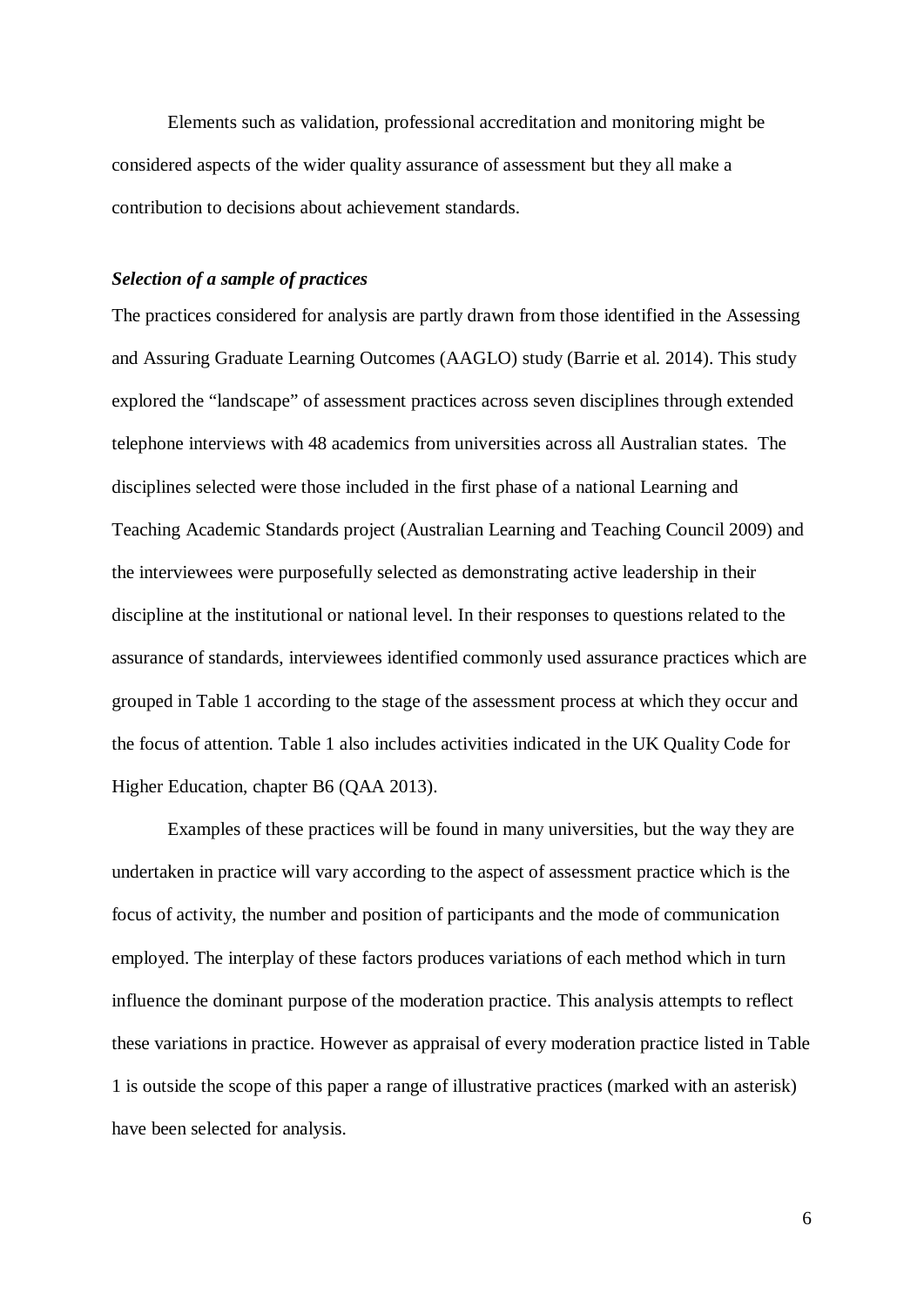Elements such as validation, professional accreditation and monitoring might be considered aspects of the wider quality assurance of assessment but they all make a contribution to decisions about achievement standards.

### *Selection of a sample of practices*

The practices considered for analysis are partly drawn from those identified in the Assessing and Assuring Graduate Learning Outcomes (AAGLO) study (Barrie et al. 2014). This study explored the "landscape" of assessment practices across seven disciplines through extended telephone interviews with 48 academics from universities across all Australian states. The disciplines selected were those included in the first phase of a national Learning and Teaching Academic Standards project (Australian Learning and Teaching Council 2009) and the interviewees were purposefully selected as demonstrating active leadership in their discipline at the institutional or national level. In their responses to questions related to the assurance of standards, interviewees identified commonly used assurance practices which are grouped in Table 1 according to the stage of the assessment process at which they occur and the focus of attention. Table 1 also includes activities indicated in the UK Quality Code for Higher Education, chapter B6 (QAA 2013).

Examples of these practices will be found in many universities, but the way they are undertaken in practice will vary according to the aspect of assessment practice which is the focus of activity, the number and position of participants and the mode of communication employed. The interplay of these factors produces variations of each method which in turn influence the dominant purpose of the moderation practice. This analysis attempts to reflect these variations in practice. However as appraisal of every moderation practice listed in Table 1 is outside the scope of this paper a range of illustrative practices (marked with an asterisk) have been selected for analysis.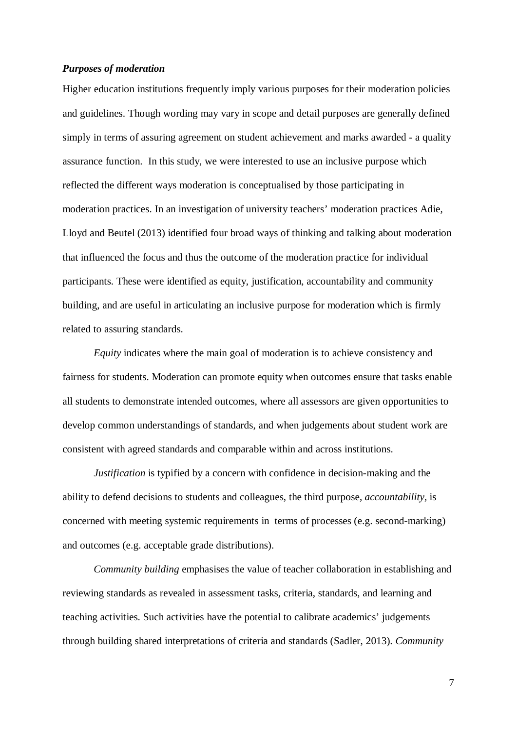### *Purposes of moderation*

Higher education institutions frequently imply various purposes for their moderation policies and guidelines. Though wording may vary in scope and detail purposes are generally defined simply in terms of assuring agreement on student achievement and marks awarded - a quality assurance function. In this study, we were interested to use an inclusive purpose which reflected the different ways moderation is conceptualised by those participating in moderation practices. In an investigation of university teachers' moderation practices Adie, Lloyd and Beutel (2013) identified four broad ways of thinking and talking about moderation that influenced the focus and thus the outcome of the moderation practice for individual participants. These were identified as equity, justification, accountability and community building, and are useful in articulating an inclusive purpose for moderation which is firmly related to assuring standards.

*Equity* indicates where the main goal of moderation is to achieve consistency and fairness for students. Moderation can promote equity when outcomes ensure that tasks enable all students to demonstrate intended outcomes, where all assessors are given opportunities to develop common understandings of standards, and when judgements about student work are consistent with agreed standards and comparable within and across institutions.

*Justification* is typified by a concern with confidence in decision-making and the ability to defend decisions to students and colleagues, the third purpose, *accountability*, is concerned with meeting systemic requirements in terms of processes (e.g. second-marking) and outcomes (e.g. acceptable grade distributions).

*Community building* emphasises the value of teacher collaboration in establishing and reviewing standards as revealed in assessment tasks, criteria, standards, and learning and teaching activities. Such activities have the potential to calibrate academics' judgements through building shared interpretations of criteria and standards (Sadler, 2013). *Community*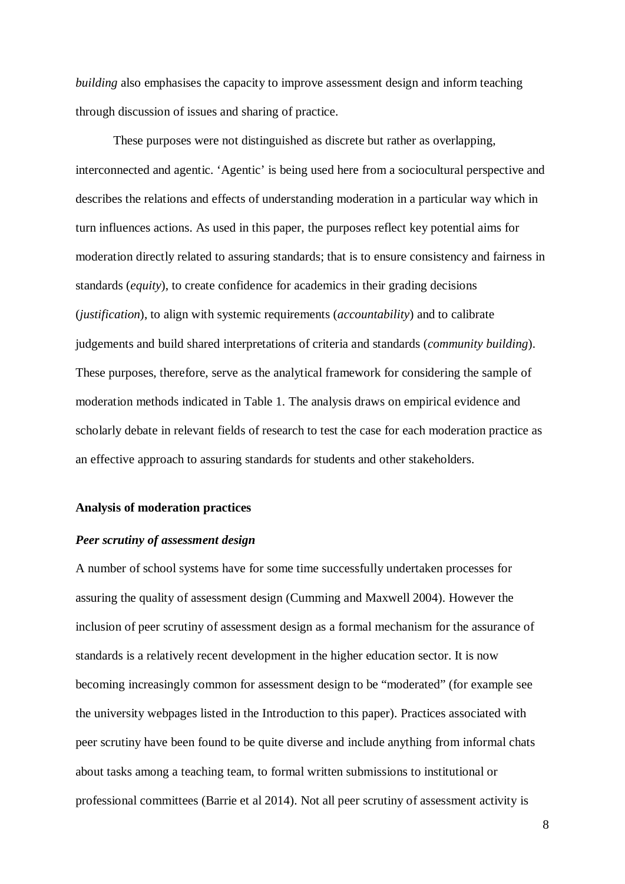*building* also emphasises the capacity to improve assessment design and inform teaching through discussion of issues and sharing of practice.

These purposes were not distinguished as discrete but rather as overlapping, interconnected and agentic. 'Agentic' is being used here from a sociocultural perspective and describes the relations and effects of understanding moderation in a particular way which in turn influences actions. As used in this paper, the purposes reflect key potential aims for moderation directly related to assuring standards; that is to ensure consistency and fairness in standards (*equity*), to create confidence for academics in their grading decisions (*justification*), to align with systemic requirements (*accountability*) and to calibrate judgements and build shared interpretations of criteria and standards (*community building*). These purposes, therefore, serve as the analytical framework for considering the sample of moderation methods indicated in Table 1. The analysis draws on empirical evidence and scholarly debate in relevant fields of research to test the case for each moderation practice as an effective approach to assuring standards for students and other stakeholders.

## Analysis of moderation practices

### *Peer scrutiny of assessment design*

A number of school systems have for some time successfully undertaken processes for assuring the quality of assessment design (Cumming and Maxwell 2004). However the inclusion of peer scrutiny of assessment design as a formal mechanism for the assurance of standards is a relatively recent development in the higher education sector. It is now becoming increasingly common for assessment design to be "moderated" (for example see the university webpages listed in the Introduction to this paper). Practices associated with peer scrutiny have been found to be quite diverse and include anything from informal chats about tasks among a teaching team, to formal written submissions to institutional or professional committees (Barrie et al 2014). Not all peer scrutiny of assessment activity is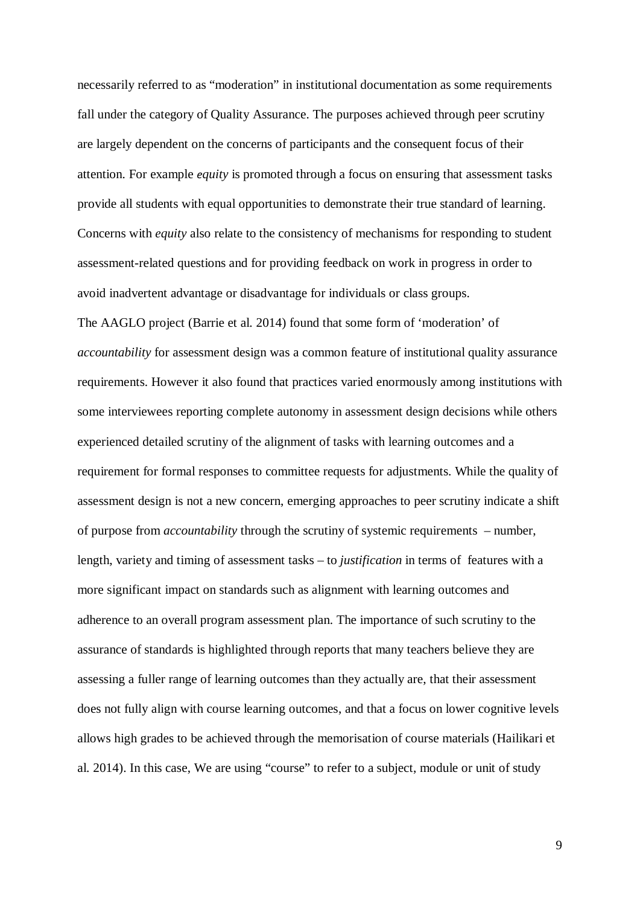necessarily referred to as "moderation" in institutional documentation as some requirements fall under the category of Quality Assurance. The purposes achieved through peer scrutiny are largely dependent on the concerns of participants and the consequent focus of their attention. For example *equity* is promoted through a focus on ensuring that assessment tasks provide all students with equal opportunities to demonstrate their true standard of learning. Concerns with *equity* also relate to the consistency of mechanisms for responding to student assessment-related questions and for providing feedback on work in progress in order to avoid inadvertent advantage or disadvantage for individuals or class groups.

The AAGLO project (Barrie et al. 2014) found that some form of 'moderation' of *accountability* for assessment design was a common feature of institutional quality assurance requirements. However it also found that practices varied enormously among institutions with some interviewees reporting complete autonomy in assessment design decisions while others experienced detailed scrutiny of the alignment of tasks with learning outcomes and a requirement for formal responses to committee requests for adjustments. While the quality of assessment design is not a new concern, emerging approaches to peer scrutiny indicate a shift of purpose from *accountability* through the scrutiny of systemic requirements – number, length, variety and timing of assessment tasks – to *justification* in terms of features with a more significant impact on standards such as alignment with learning outcomes and adherence to an overall program assessment plan. The importance of such scrutiny to the assurance of standards is highlighted through reports that many teachers believe they are assessing a fuller range of learning outcomes than they actually are, that their assessment does not fully align with course learning outcomes, and that a focus on lower cognitive levels allows high grades to be achieved through the memorisation of course materials (Hailikari et al. 2014). In this case, We are using "course" to refer to a subject, module or unit of study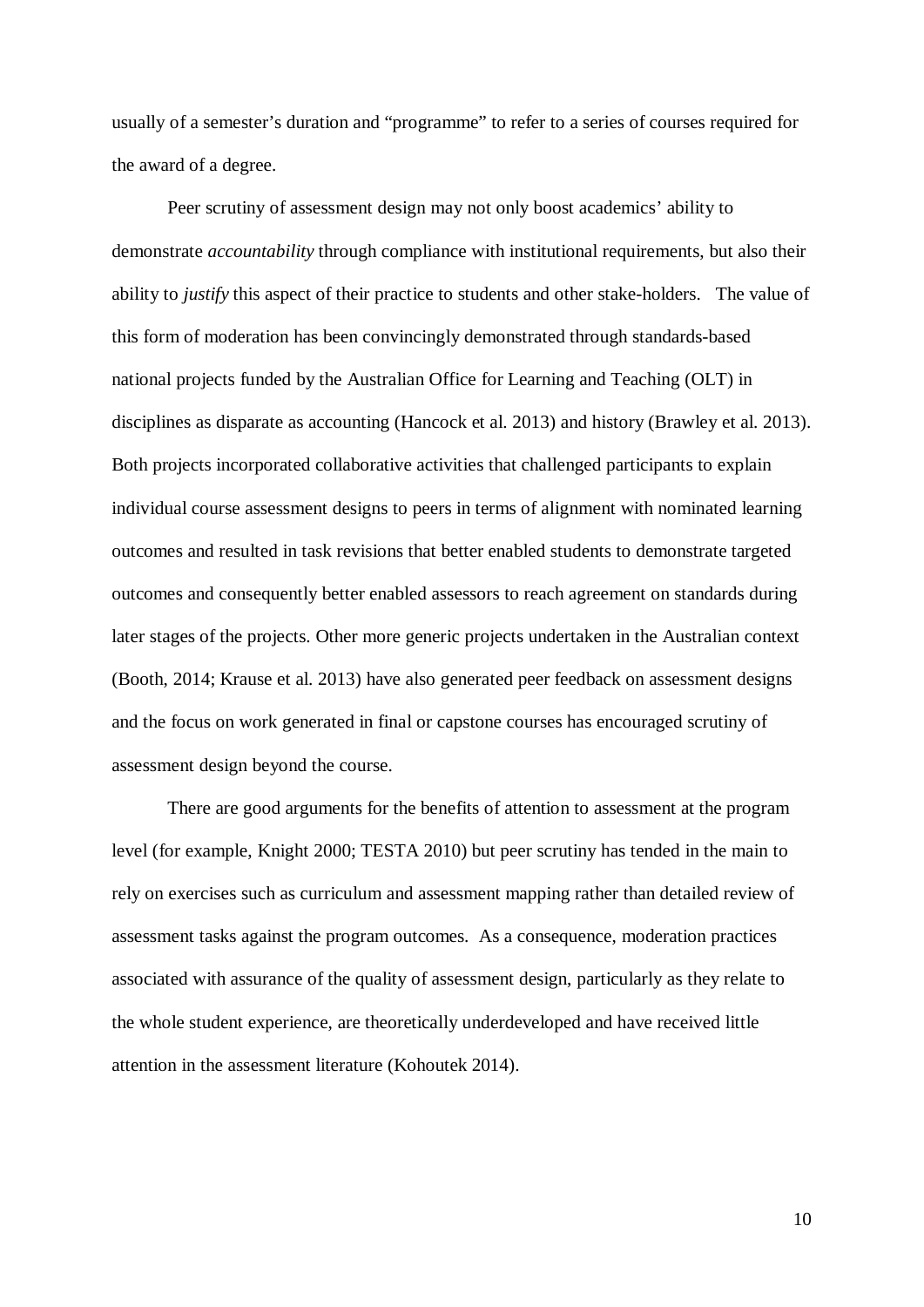usually of a semester's duration and "programme" to refer to a series of courses required for the award of a degree.

Peer scrutiny of assessment design may not only boost academics' ability to demonstrate *accountability* through compliance with institutional requirements, but also their ability to *justify* this aspect of their practice to students and other stake-holders. The value of this form of moderation has been convincingly demonstrated through standards-based national projects funded by the Australian Office for Learning and Teaching (OLT) in disciplines as disparate as accounting (Hancock et al. 2013) and history (Brawley et al. 2013). Both projects incorporated collaborative activities that challenged participants to explain individual course assessment designs to peers in terms of alignment with nominated learning outcomes and resulted in task revisions that better enabled students to demonstrate targeted outcomes and consequently better enabled assessors to reach agreement on standards during later stages of the projects. Other more generic projects undertaken in the Australian context (Booth, 2014; Krause et al. 2013) have also generated peer feedback on assessment designs and the focus on work generated in final or capstone courses has encouraged scrutiny of assessment design beyond the course.

There are good arguments for the benefits of attention to assessment at the program level (for example, Knight 2000; TESTA 2010) but peer scrutiny has tended in the main to rely on exercises such as curriculum and assessment mapping rather than detailed review of assessment tasks against the program outcomes. As a consequence, moderation practices associated with assurance of the quality of assessment design, particularly as they relate to the whole student experience, are theoretically underdeveloped and have received little attention in the assessment literature (Kohoutek 2014).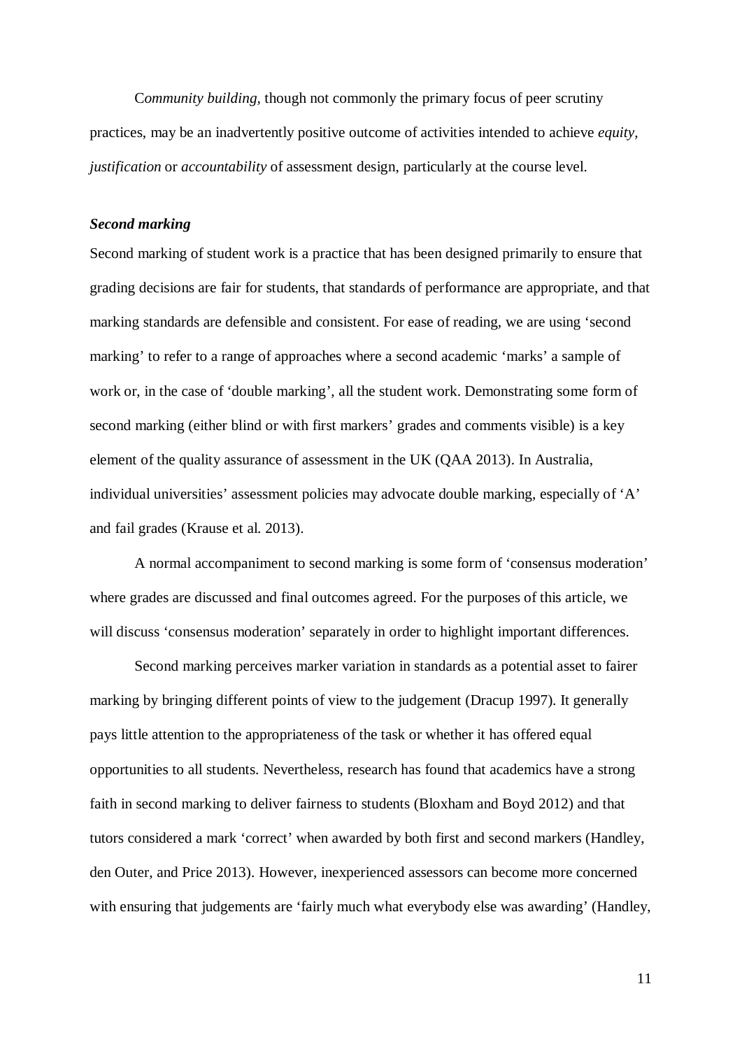C*ommunity building*, though not commonly the primary focus of peer scrutiny practices, may be an inadvertently positive outcome of activities intended to achieve *equity*, *justification* or *accountability* of assessment design, particularly at the course level.

***Second marking***

Second marking of student work is a practice that has been designed primarily to ensure that grading decisions are fair for students, that standards of performance are appropriate, and that marking standards are defensible and consistent. For ease of reading, we are using 'second marking' to refer to a range of approaches where a second academic 'marks' a sample of work or, in the case of 'double marking', all the student work. Demonstrating some form of second marking (either blind or with first markers' grades and comments visible) is a key element of the quality assurance of assessment in the UK (QAA 2013). In Australia, individual universities' assessment policies may advocate double marking, especially of 'A' and fail grades (Krause et al. 2013).

A normal accompaniment to second marking is some form of 'consensus moderation' where grades are discussed and final outcomes agreed. For the purposes of this article, we will discuss 'consensus moderation' separately in order to highlight important differences.

Second marking perceives marker variation in standards as a potential asset to fairer marking by bringing different points of view to the judgement (Dracup 1997). It generally pays little attention to the appropriateness of the task or whether it has offered equal opportunities to all students. Nevertheless, research has found that academics have a strong faith in second marking to deliver fairness to students (Bloxham and Boyd 2012) and that tutors considered a mark 'correct' when awarded by both first and second markers (Handley, den Outer, and Price 2013). However, inexperienced assessors can become more concerned with ensuring that judgements are 'fairly much what everybody else was awarding' (Handley,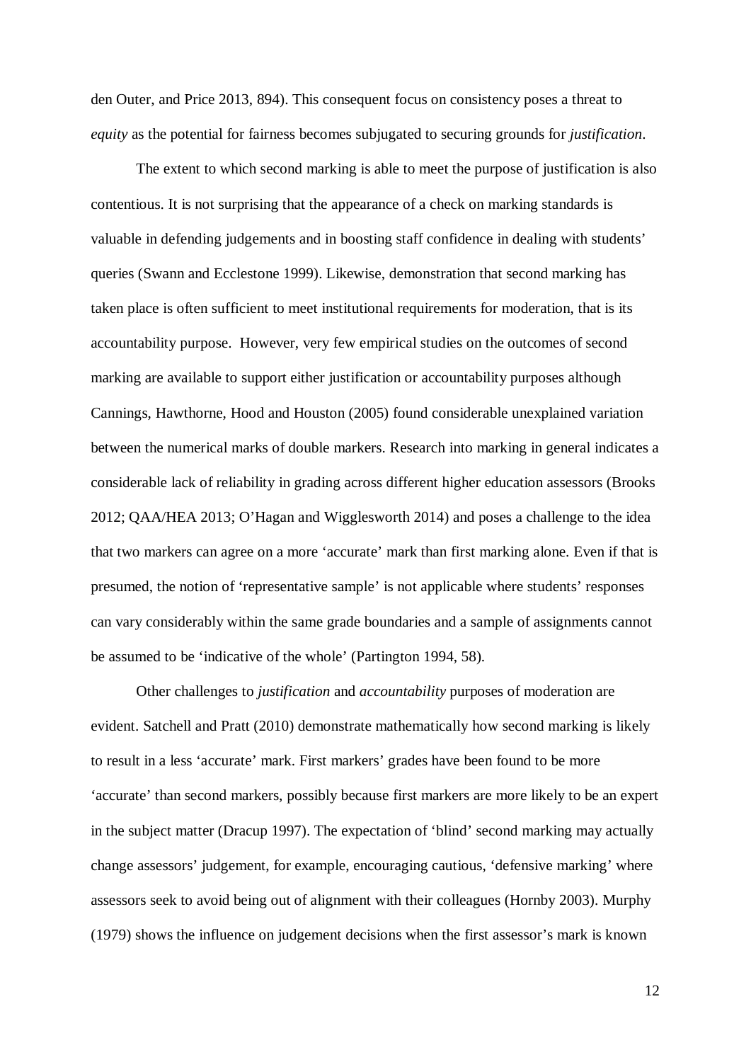den Outer, and Price 2013, 894). This consequent focus on consistency poses a threat to *equity* as the potential for fairness becomes subjugated to securing grounds for *justification*.

The extent to which second marking is able to meet the purpose of justification is also contentious. It is not surprising that the appearance of a check on marking standards is valuable in defending judgements and in boosting staff confidence in dealing with students' queries (Swann and Ecclestone 1999). Likewise, demonstration that second marking has taken place is often sufficient to meet institutional requirements for moderation, that is its accountability purpose. However, very few empirical studies on the outcomes of second marking are available to support either justification or accountability purposes although Cannings, Hawthorne, Hood and Houston (2005) found considerable unexplained variation between the numerical marks of double markers. Research into marking in general indicates a considerable lack of reliability in grading across different higher education assessors (Brooks 2012; QAA/HEA 2013; O'Hagan and Wigglesworth 2014) and poses a challenge to the idea that two markers can agree on a more 'accurate' mark than first marking alone. Even if that is presumed, the notion of 'representative sample' is not applicable where students' responses can vary considerably within the same grade boundaries and a sample of assignments cannot be assumed to be 'indicative of the whole' (Partington 1994, 58).

Other challenges to *justification* and *accountability* purposes of moderation are evident. Satchell and Pratt (2010) demonstrate mathematically how second marking is likely to result in a less 'accurate' mark. First markers' grades have been found to be more 'accurate' than second markers, possibly because first markers are more likely to be an expert in the subject matter (Dracup 1997). The expectation of 'blind' second marking may actually change assessors' judgement, for example, encouraging cautious, 'defensive marking' where assessors seek to avoid being out of alignment with their colleagues (Hornby 2003). Murphy (1979) shows the influence on judgement decisions when the first assessor's mark is known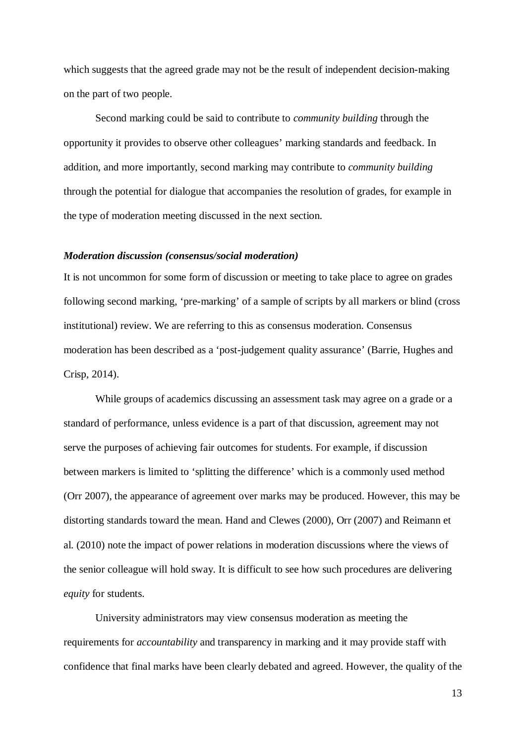which suggests that the agreed grade may not be the result of independent decision-making on the part of two people.

Second marking could be said to contribute to *community building* through the opportunity it provides to observe other colleagues' marking standards and feedback. In addition, and more importantly, second marking may contribute to *community building* through the potential for dialogue that accompanies the resolution of grades, for example in the type of moderation meeting discussed in the next section.

### *Moderation discussion (consensus/social moderation)*

It is not uncommon for some form of discussion or meeting to take place to agree on grades following second marking, 'pre-marking' of a sample of scripts by all markers or blind (cross institutional) review. We are referring to this as consensus moderation. Consensus moderation has been described as a 'post-judgement quality assurance' (Barrie, Hughes and Crisp, 2014).

While groups of academics discussing an assessment task may agree on a grade or a standard of performance, unless evidence is a part of that discussion, agreement may not serve the purposes of achieving fair outcomes for students. For example, if discussion between markers is limited to 'splitting the difference' which is a commonly used method (Orr 2007), the appearance of agreement over marks may be produced. However, this may be distorting standards toward the mean. Hand and Clewes (2000), Orr (2007) and Reimann et al. (2010) note the impact of power relations in moderation discussions where the views of the senior colleague will hold sway. It is difficult to see how such procedures are delivering *equity* for students.

University administrators may view consensus moderation as meeting the requirements for *accountability* and transparency in marking and it may provide staff with confidence that final marks have been clearly debated and agreed. However, the quality of the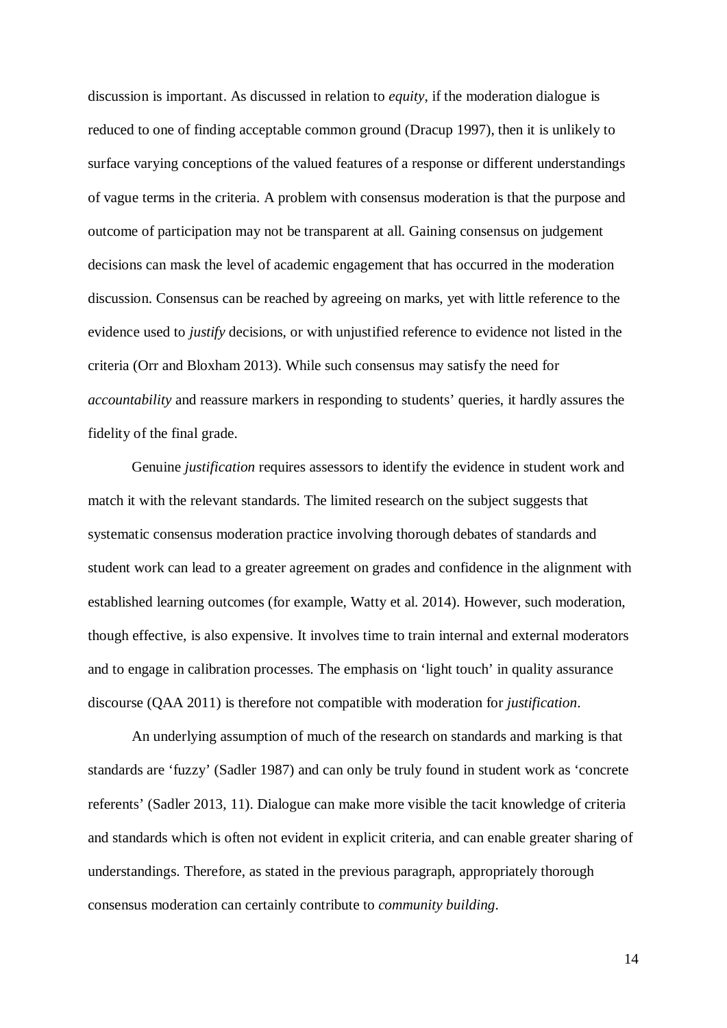discussion is important. As discussed in relation to *equity*, if the moderation dialogue is reduced to one of finding acceptable common ground (Dracup 1997), then it is unlikely to surface varying conceptions of the valued features of a response or different understandings of vague terms in the criteria. A problem with consensus moderation is that the purpose and outcome of participation may not be transparent at all. Gaining consensus on judgement decisions can mask the level of academic engagement that has occurred in the moderation discussion. Consensus can be reached by agreeing on marks, yet with little reference to the evidence used to *justify* decisions, or with unjustified reference to evidence not listed in the criteria (Orr and Bloxham 2013). While such consensus may satisfy the need for *accountability* and reassure markers in responding to students' queries, it hardly assures the fidelity of the final grade.

Genuine *justification* requires assessors to identify the evidence in student work and match it with the relevant standards. The limited research on the subject suggests that systematic consensus moderation practice involving thorough debates of standards and student work can lead to a greater agreement on grades and confidence in the alignment with established learning outcomes (for example, Watty et al. 2014). However, such moderation, though effective, is also expensive. It involves time to train internal and external moderators and to engage in calibration processes. The emphasis on 'light touch' in quality assurance discourse (QAA 2011) is therefore not compatible with moderation for *justification*.

An underlying assumption of much of the research on standards and marking is that standards are 'fuzzy' (Sadler 1987) and can only be truly found in student work as 'concrete referents' (Sadler 2013, 11). Dialogue can make more visible the tacit knowledge of criteria and standards which is often not evident in explicit criteria, and can enable greater sharing of understandings. Therefore, as stated in the previous paragraph, appropriately thorough consensus moderation can certainly contribute to *community building*.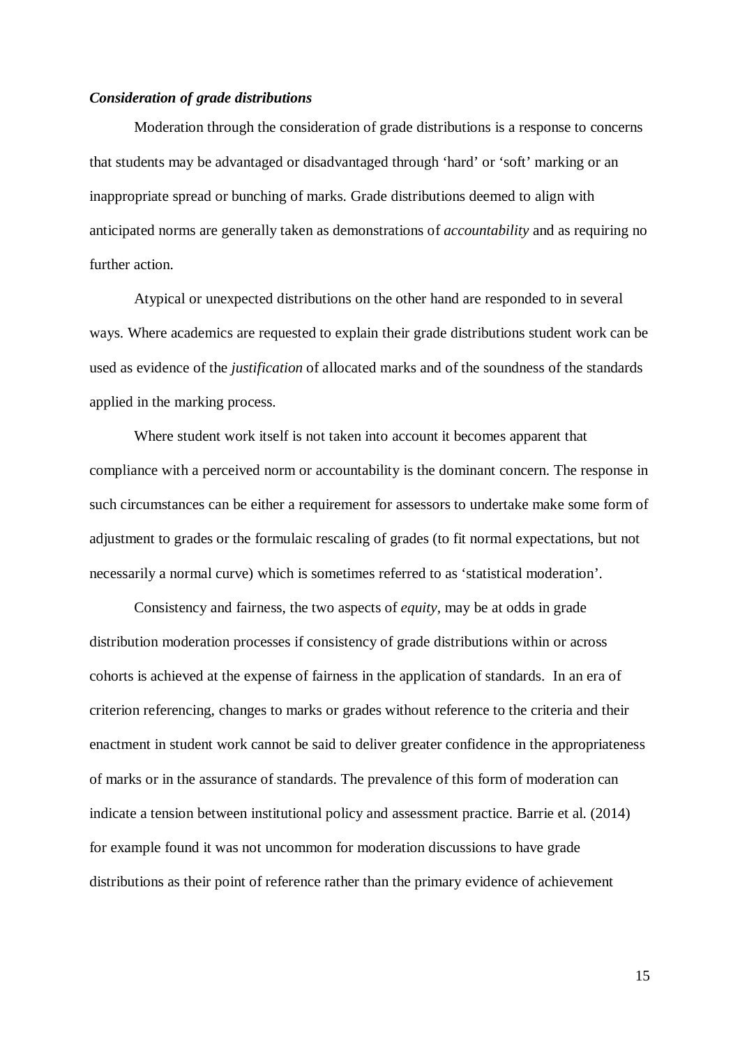***Consideration of grade distributions***

Moderation through the consideration of grade distributions is a response to concerns that students may be advantaged or disadvantaged through 'hard' or 'soft' marking or an inappropriate spread or bunching of marks. Grade distributions deemed to align with anticipated norms are generally taken as demonstrations of *accountability* and as requiring no further action.

Atypical or unexpected distributions on the other hand are responded to in several ways. Where academics are requested to explain their grade distributions student work can be used as evidence of the *justification* of allocated marks and of the soundness of the standards applied in the marking process.

Where student work itself is not taken into account it becomes apparent that compliance with a perceived norm or accountability is the dominant concern. The response in such circumstances can be either a requirement for assessors to undertake make some form of adjustment to grades or the formulaic rescaling of grades (to fit normal expectations, but not necessarily a normal curve) which is sometimes referred to as 'statistical moderation'.

Consistency and fairness, the two aspects of *equity*, may be at odds in grade distribution moderation processes if consistency of grade distributions within or across cohorts is achieved at the expense of fairness in the application of standards. In an era of criterion referencing, changes to marks or grades without reference to the criteria and their enactment in student work cannot be said to deliver greater confidence in the appropriateness of marks or in the assurance of standards. The prevalence of this form of moderation can indicate a tension between institutional policy and assessment practice. Barrie et al. (2014) for example found it was not uncommon for moderation discussions to have grade distributions as their point of reference rather than the primary evidence of achievement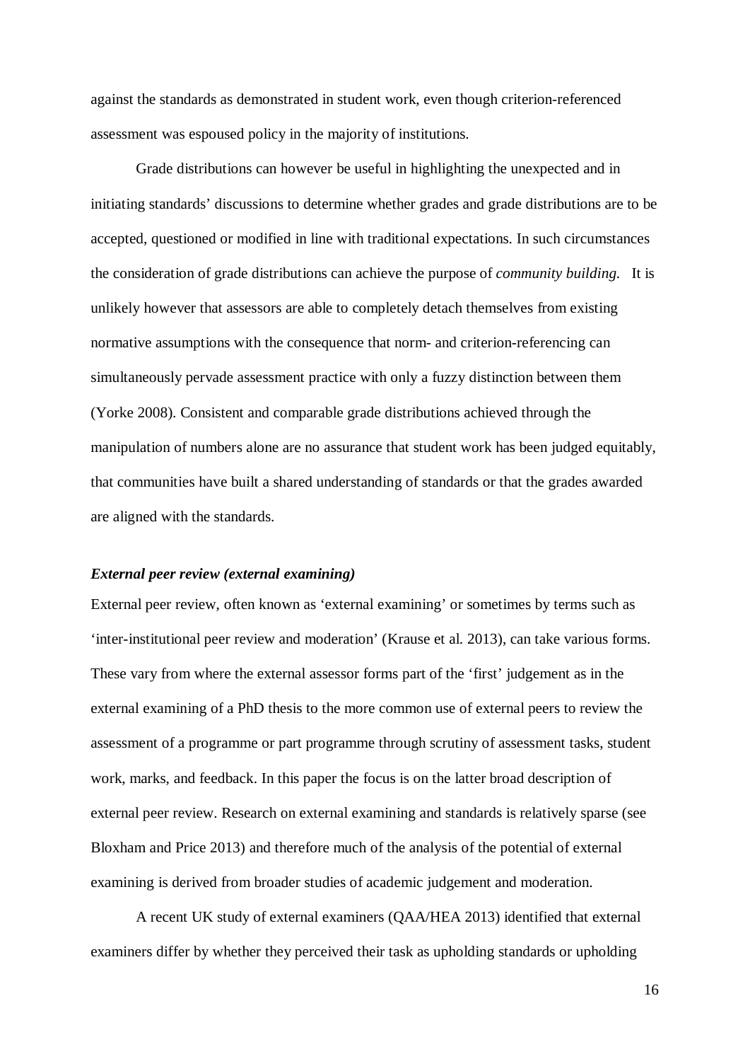against the standards as demonstrated in student work, even though criterion-referenced assessment was espoused policy in the majority of institutions.

Grade distributions can however be useful in highlighting the unexpected and in initiating standards' discussions to determine whether grades and grade distributions are to be accepted, questioned or modified in line with traditional expectations. In such circumstances the consideration of grade distributions can achieve the purpose of *community building.* It is unlikely however that assessors are able to completely detach themselves from existing normative assumptions with the consequence that norm- and criterion-referencing can simultaneously pervade assessment practice with only a fuzzy distinction between them (Yorke 2008). Consistent and comparable grade distributions achieved through the manipulation of numbers alone are no assurance that student work has been judged equitably, that communities have built a shared understanding of standards or that the grades awarded are aligned with the standards.

### ***External peer review (external examining)***

External peer review, often known as 'external examining' or sometimes by terms such as 'inter-institutional peer review and moderation' (Krause et al. 2013), can take various forms. These vary from where the external assessor forms part of the 'first' judgement as in the external examining of a PhD thesis to the more common use of external peers to review the assessment of a programme or part programme through scrutiny of assessment tasks, student work, marks, and feedback. In this paper the focus is on the latter broad description of external peer review. Research on external examining and standards is relatively sparse (see Bloxham and Price 2013) and therefore much of the analysis of the potential of external examining is derived from broader studies of academic judgement and moderation.

A recent UK study of external examiners (QAA/HEA 2013) identified that external examiners differ by whether they perceived their task as upholding standards or upholding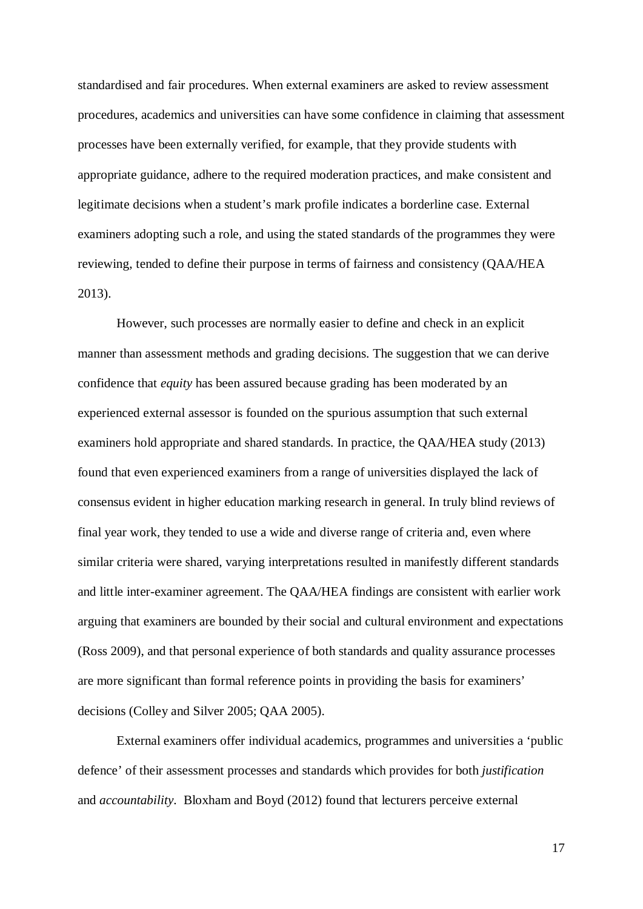standardised and fair procedures. When external examiners are asked to review assessment procedures, academics and universities can have some confidence in claiming that assessment processes have been externally verified, for example, that they provide students with appropriate guidance, adhere to the required moderation practices, and make consistent and legitimate decisions when a student's mark profile indicates a borderline case. External examiners adopting such a role, and using the stated standards of the programmes they were reviewing, tended to define their purpose in terms of fairness and consistency (QAA/HEA 2013).

However, such processes are normally easier to define and check in an explicit manner than assessment methods and grading decisions. The suggestion that we can derive confidence that *equity* has been assured because grading has been moderated by an experienced external assessor is founded on the spurious assumption that such external examiners hold appropriate and shared standards. In practice, the QAA/HEA study (2013) found that even experienced examiners from a range of universities displayed the lack of consensus evident in higher education marking research in general. In truly blind reviews of final year work, they tended to use a wide and diverse range of criteria and, even where similar criteria were shared, varying interpretations resulted in manifestly different standards and little inter-examiner agreement. The QAA/HEA findings are consistent with earlier work arguing that examiners are bounded by their social and cultural environment and expectations (Ross 2009), and that personal experience of both standards and quality assurance processes are more significant than formal reference points in providing the basis for examiners' decisions (Colley and Silver 2005; QAA 2005).

External examiners offer individual academics, programmes and universities a 'public defence' of their assessment processes and standards which provides for both *justification* and *accountability*. Bloxham and Boyd (2012) found that lecturers perceive external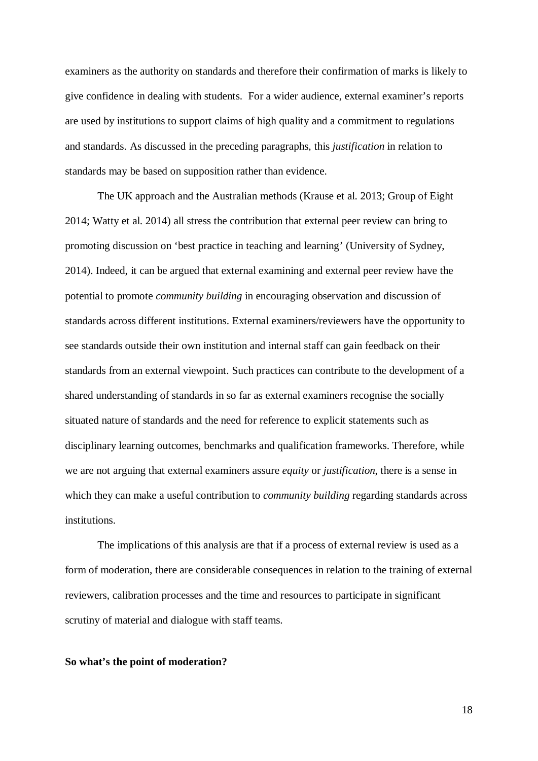examiners as the authority on standards and therefore their confirmation of marks is likely to give confidence in dealing with students. For a wider audience, external examiner's reports are used by institutions to support claims of high quality and a commitment to regulations and standards. As discussed in the preceding paragraphs, this *justification* in relation to standards may be based on supposition rather than evidence.

The UK approach and the Australian methods (Krause et al. 2013; Group of Eight 2014; Watty et al. 2014) all stress the contribution that external peer review can bring to promoting discussion on 'best practice in teaching and learning' (University of Sydney, 2014). Indeed, it can be argued that external examining and external peer review have the potential to promote *community building* in encouraging observation and discussion of standards across different institutions. External examiners/reviewers have the opportunity to see standards outside their own institution and internal staff can gain feedback on their standards from an external viewpoint. Such practices can contribute to the development of a shared understanding of standards in so far as external examiners recognise the socially situated nature of standards and the need for reference to explicit statements such as disciplinary learning outcomes, benchmarks and qualification frameworks. Therefore, while we are not arguing that external examiners assure *equity* or *justification*, there is a sense in which they can make a useful contribution to *community building* regarding standards across institutions.

The implications of this analysis are that if a process of external review is used as a form of moderation, there are considerable consequences in relation to the training of external reviewers, calibration processes and the time and resources to participate in significant scrutiny of material and dialogue with staff teams.

**So what's the point of moderation?**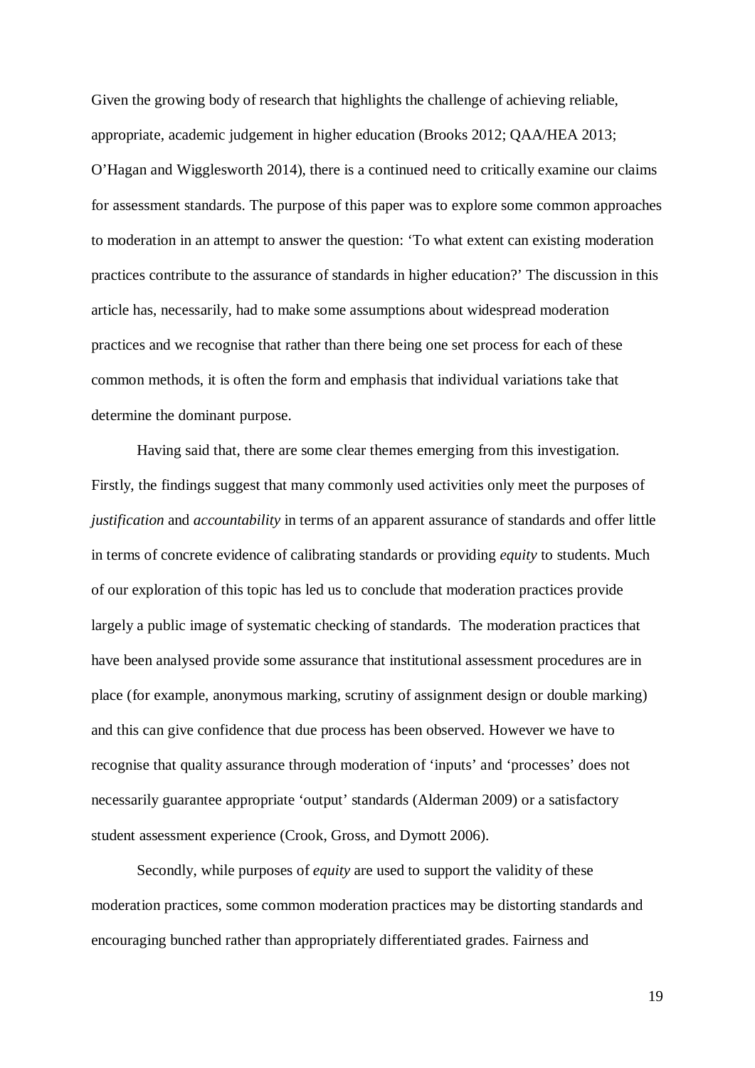Given the growing body of research that highlights the challenge of achieving reliable, appropriate, academic judgement in higher education (Brooks 2012; QAA/HEA 2013; O'Hagan and Wigglesworth 2014), there is a continued need to critically examine our claims for assessment standards. The purpose of this paper was to explore some common approaches to moderation in an attempt to answer the question: 'To what extent can existing moderation practices contribute to the assurance of standards in higher education?' The discussion in this article has, necessarily, had to make some assumptions about widespread moderation practices and we recognise that rather than there being one set process for each of these common methods, it is often the form and emphasis that individual variations take that determine the dominant purpose.

Having said that, there are some clear themes emerging from this investigation. Firstly, the findings suggest that many commonly used activities only meet the purposes of *justification* and *accountability* in terms of an apparent assurance of standards and offer little in terms of concrete evidence of calibrating standards or providing *equity* to students. Much of our exploration of this topic has led us to conclude that moderation practices provide largely a public image of systematic checking of standards. The moderation practices that have been analysed provide some assurance that institutional assessment procedures are in place (for example, anonymous marking, scrutiny of assignment design or double marking) and this can give confidence that due process has been observed. However we have to recognise that quality assurance through moderation of 'inputs' and 'processes' does not necessarily guarantee appropriate 'output' standards (Alderman 2009) or a satisfactory student assessment experience (Crook, Gross, and Dymott 2006).

Secondly, while purposes of *equity* are used to support the validity of these moderation practices, some common moderation practices may be distorting standards and encouraging bunched rather than appropriately differentiated grades. Fairness and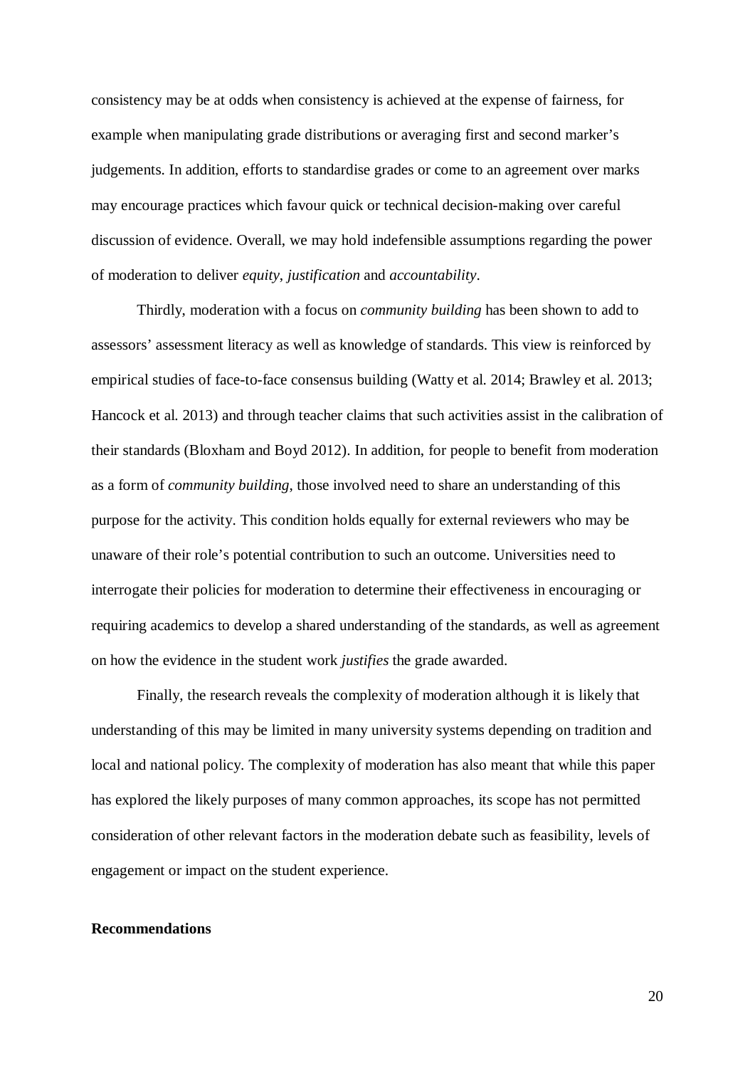consistency may be at odds when consistency is achieved at the expense of fairness, for example when manipulating grade distributions or averaging first and second marker's judgements. In addition, efforts to standardise grades or come to an agreement over marks may encourage practices which favour quick or technical decision-making over careful discussion of evidence. Overall, we may hold indefensible assumptions regarding the power of moderation to deliver *equity*, *justification* and *accountability*.

Thirdly, moderation with a focus on *community building* has been shown to add to assessors' assessment literacy as well as knowledge of standards. This view is reinforced by empirical studies of face-to-face consensus building (Watty et al. 2014; Brawley et al. 2013; Hancock et al. 2013) and through teacher claims that such activities assist in the calibration of their standards (Bloxham and Boyd 2012). In addition, for people to benefit from moderation as a form of *community building*, those involved need to share an understanding of this purpose for the activity. This condition holds equally for external reviewers who may be unaware of their role's potential contribution to such an outcome. Universities need to interrogate their policies for moderation to determine their effectiveness in encouraging or requiring academics to develop a shared understanding of the standards, as well as agreement on how the evidence in the student work *justifies* the grade awarded.

Finally, the research reveals the complexity of moderation although it is likely that understanding of this may be limited in many university systems depending on tradition and local and national policy. The complexity of moderation has also meant that while this paper has explored the likely purposes of many common approaches, its scope has not permitted consideration of other relevant factors in the moderation debate such as feasibility, levels of engagement or impact on the student experience.

**Recommendations**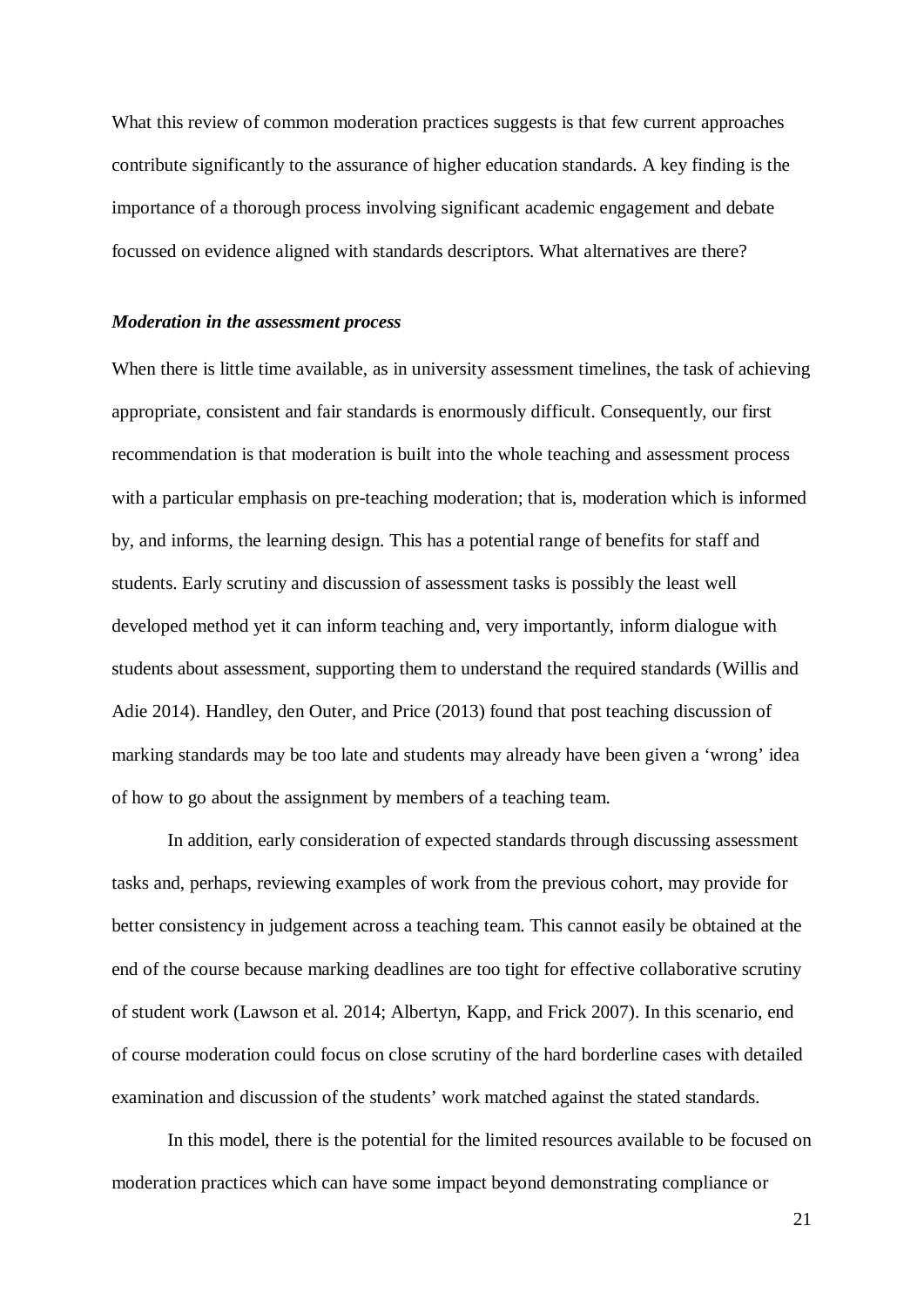What this review of common moderation practices suggests is that few current approaches contribute significantly to the assurance of higher education standards. A key finding is the importance of a thorough process involving significant academic engagement and debate focussed on evidence aligned with standards descriptors. What alternatives are there?

***Moderation in the assessment process***

When there is little time available, as in university assessment timelines, the task of achieving appropriate, consistent and fair standards is enormously difficult. Consequently, our first recommendation is that moderation is built into the whole teaching and assessment process with a particular emphasis on pre-teaching moderation; that is, moderation which is informed by, and informs, the learning design. This has a potential range of benefits for staff and students. Early scrutiny and discussion of assessment tasks is possibly the least well developed method yet it can inform teaching and, very importantly, inform dialogue with students about assessment, supporting them to understand the required standards (Willis and Adie 2014). Handley, den Outer, and Price (2013) found that post teaching discussion of marking standards may be too late and students may already have been given a 'wrong' idea of how to go about the assignment by members of a teaching team.

In addition, early consideration of expected standards through discussing assessment tasks and, perhaps, reviewing examples of work from the previous cohort, may provide for better consistency in judgement across a teaching team. This cannot easily be obtained at the end of the course because marking deadlines are too tight for effective collaborative scrutiny of student work (Lawson et al. 2014; Albertyn, Kapp, and Frick 2007). In this scenario, end of course moderation could focus on close scrutiny of the hard borderline cases with detailed examination and discussion of the students' work matched against the stated standards.

In this model, there is the potential for the limited resources available to be focused on moderation practices which can have some impact beyond demonstrating compliance or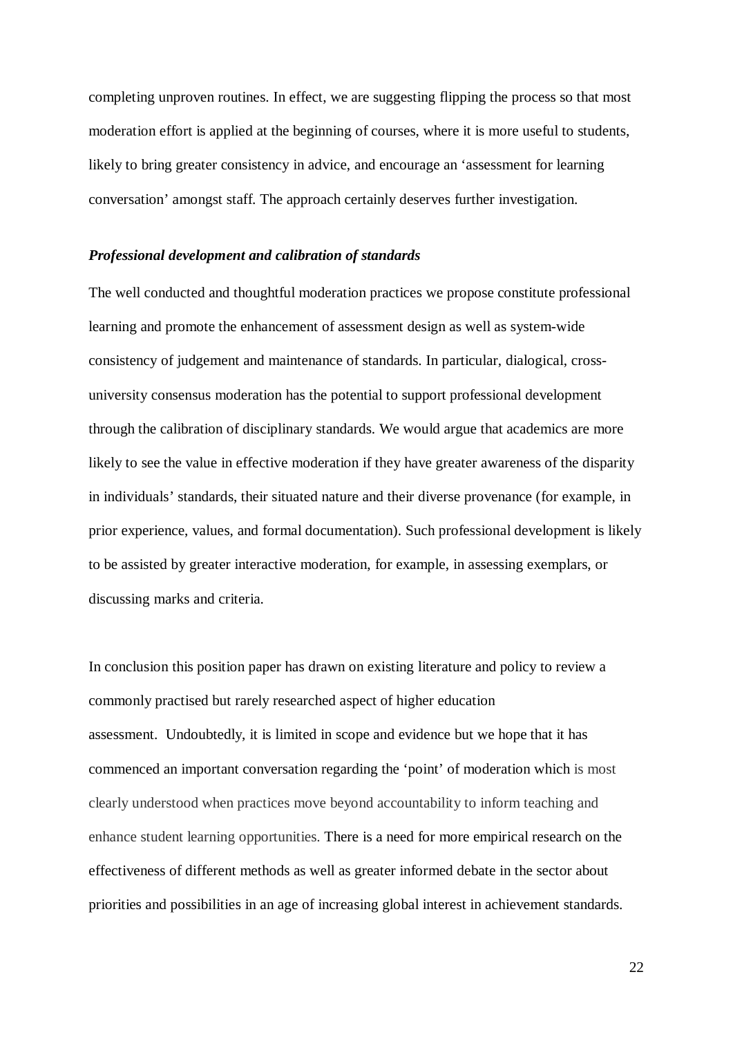completing unproven routines. In effect, we are suggesting flipping the process so that most moderation effort is applied at the beginning of courses, where it is more useful to students, likely to bring greater consistency in advice, and encourage an 'assessment for learning conversation' amongst staff. The approach certainly deserves further investigation.

***Professional development and calibration of standards***

The well conducted and thoughtful moderation practices we propose constitute professional learning and promote the enhancement of assessment design as well as system-wide consistency of judgement and maintenance of standards. In particular, dialogical, cross-university consensus moderation has the potential to support professional development through the calibration of disciplinary standards. We would argue that academics are more likely to see the value in effective moderation if they have greater awareness of the disparity in individuals' standards, their situated nature and their diverse provenance (for example, in prior experience, values, and formal documentation). Such professional development is likely to be assisted by greater interactive moderation, for example, in assessing exemplars, or discussing marks and criteria.

In conclusion this position paper has drawn on existing literature and policy to review a commonly practised but rarely researched aspect of higher education assessment. Undoubtedly, it is limited in scope and evidence but we hope that it has commenced an important conversation regarding the 'point' of moderation which is most clearly understood when practices move beyond accountability to inform teaching and enhance student learning opportunities. There is a need for more empirical research on the effectiveness of different methods as well as greater informed debate in the sector about priorities and possibilities in an age of increasing global interest in achievement standards.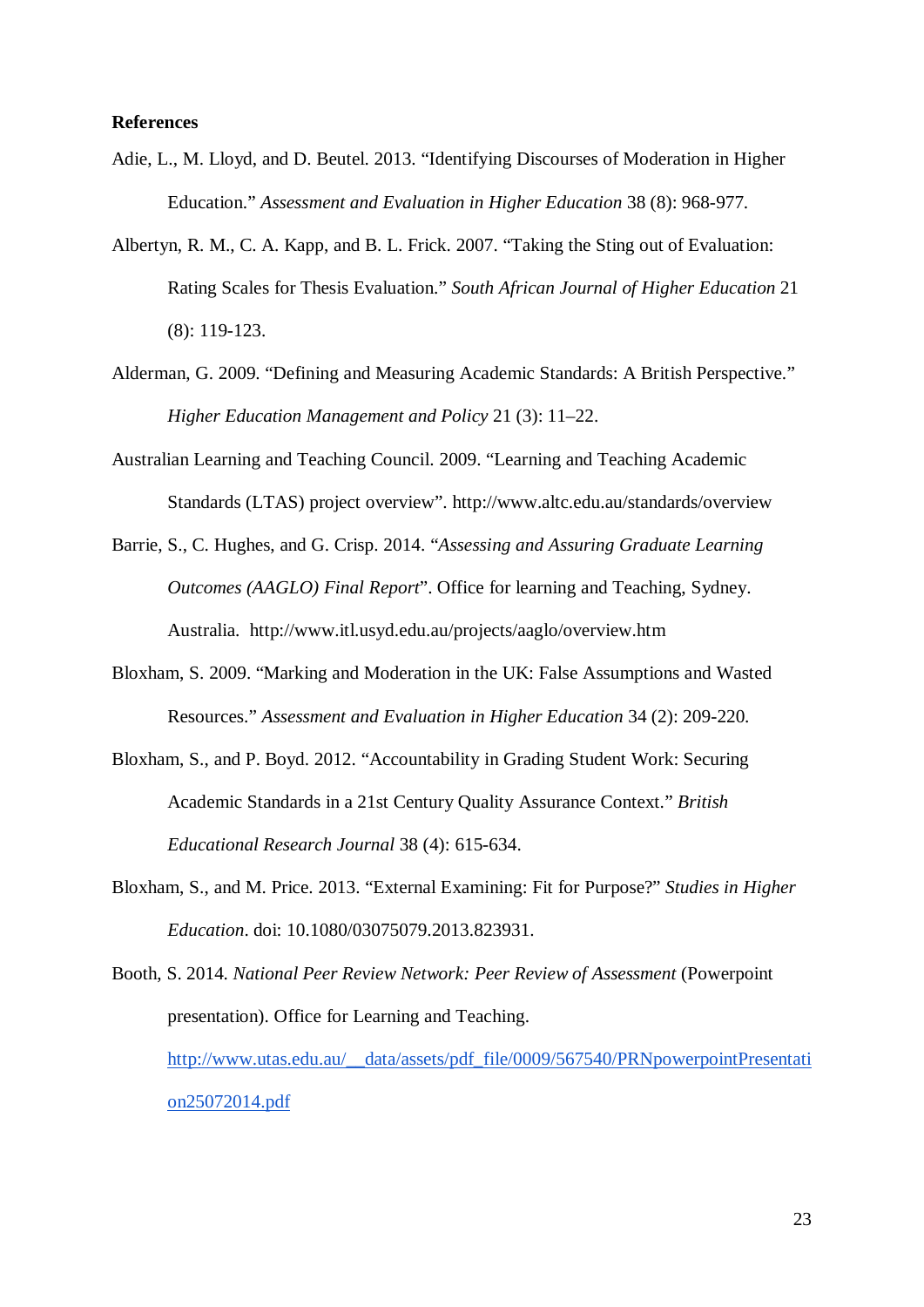**References**

Adie, L., M. Lloyd, and D. Beutel. 2013. "Identifying Discourses of Moderation in Higher Education." *Assessment and Evaluation in Higher Education* 38 (8): 968-977.

Albertyn, R. M., C. A. Kapp, and B. L. Frick. 2007. "Taking the Sting out of Evaluation: Rating Scales for Thesis Evaluation." *South African Journal of Higher Education* 21 (8): 119-123.

Alderman, G. 2009. "Defining and Measuring Academic Standards: A British Perspective." *Higher Education Management and Policy* 21 (3): 11–22.

Australian Learning and Teaching Council. 2009. "Learning and Teaching Academic Standards (LTAS) project overview". http://www.altc.edu.au/standards/overview

Barrie, S., C. Hughes, and G. Crisp. 2014. "*Assessing and Assuring Graduate Learning Outcomes (AAGLO) Final Report*". Office for learning and Teaching, Sydney. Australia. http://www.itl.usyd.edu.au/projects/aaglo/overview.htm

Bloxham, S. 2009. "Marking and Moderation in the UK: False Assumptions and Wasted Resources." *Assessment and Evaluation in Higher Education* 34 (2): 209-220.

Bloxham, S., and P. Boyd. 2012. "Accountability in Grading Student Work: Securing Academic Standards in a 21st Century Quality Assurance Context." *British Educational Research Journal* 38 (4): 615-634.

Bloxham, S., and M. Price. 2013. "External Examining: Fit for Purpose?" *Studies in Higher Education*. doi: 10.1080/03075079.2013.823931.

Booth, S. 2014. *National Peer Review Network: Peer Review of Assessment* (Powerpoint presentation). Office for Learning and Teaching. http://www.utas.edu.au/__data/assets/pdf_file/0009/567540/PRNpowerpointPresentation25072014.pdf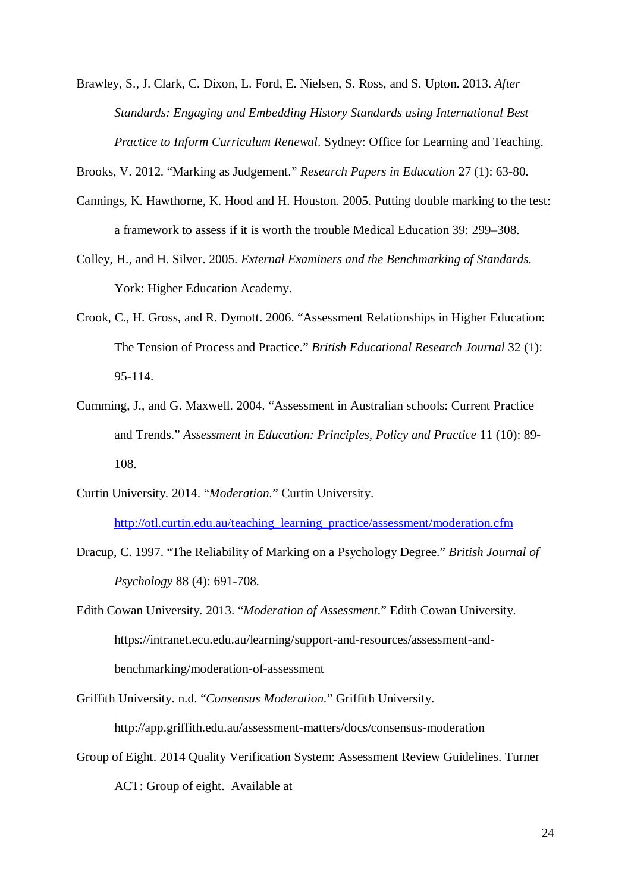Brawley, S., J. Clark, C. Dixon, L. Ford, E. Nielsen, S. Ross, and S. Upton. 2013. *After Standards: Engaging and Embedding History Standards using International Best Practice to Inform Curriculum Renewal*. Sydney: Office for Learning and Teaching.

Brooks, V. 2012. "Marking as Judgement." *Research Papers in Education* 27 (1): 63-80.

Cannings, K. Hawthorne, K. Hood and H. Houston. 2005. Putting double marking to the test: a framework to assess if it is worth the trouble Medical Education 39: 299–308.

Colley, H., and H. Silver. 2005. *External Examiners and the Benchmarking of Standards*. York: Higher Education Academy.

Crook, C., H. Gross, and R. Dymott. 2006. "Assessment Relationships in Higher Education: The Tension of Process and Practice." *British Educational Research Journal* 32 (1): 95-114.

Cumming, J., and G. Maxwell. 2004. "Assessment in Australian schools: Current Practice and Trends." *Assessment in Education: Principles, Policy and Practice* 11 (10): 89-108.

Curtin University. 2014. "*Moderation.*" Curtin University. [http://otl.curtin.edu.au/teaching_learning_practice/assessment/moderation.cfm](http://otl.curtin.edu.au/teaching_learning_practice/assessment/moderation.cfm)

Dracup, C. 1997. "The Reliability of Marking on a Psychology Degree." *British Journal of Psychology* 88 (4): 691-708.

Edith Cowan University. 2013. "*Moderation of Assessment*." Edith Cowan University. https://intranet.ecu.edu.au/learning/support-and-resources/assessment-and-benchmarking/moderation-of-assessment

Griffith University. n.d. "*Consensus Moderation.*" Griffith University. http://app.griffith.edu.au/assessment-matters/docs/consensus-moderation

Group of Eight. 2014 Quality Verification System: Assessment Review Guidelines. Turner ACT: Group of eight. Available at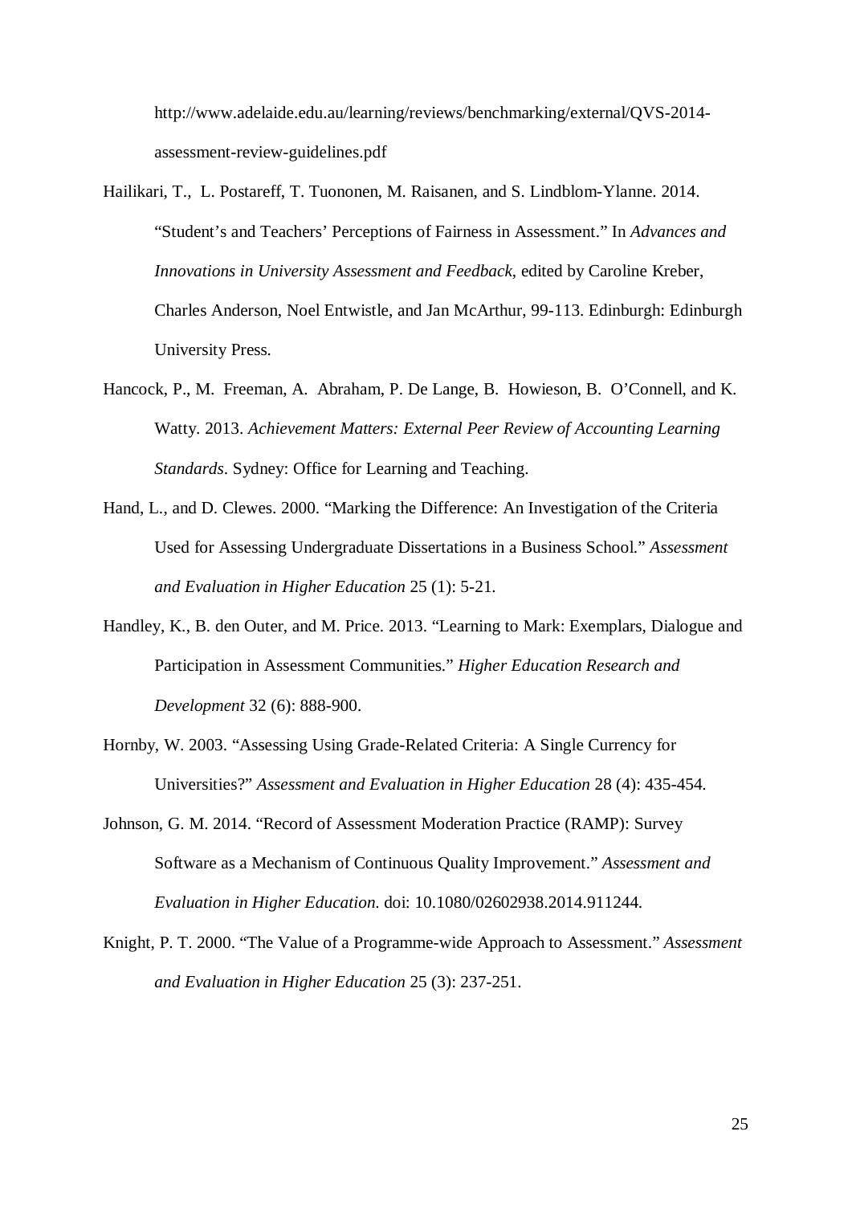http://www.adelaide.edu.au/learning/reviews/benchmarking/external/QVS-2014-assessment-review-guidelines.pdf

Hailikari, T., L. Postareff, T. Tuononen, M. Raisanen, and S. Lindblom-Ylanne. 2014. "Student's and Teachers' Perceptions of Fairness in Assessment." In *Advances and Innovations in University Assessment and Feedback*, edited by Caroline Kreber, Charles Anderson, Noel Entwistle, and Jan McArthur, 99-113. Edinburgh: Edinburgh University Press.

Hancock, P., M. Freeman, A. Abraham, P. De Lange, B. Howieson, B. O'Connell, and K. Watty. 2013. *Achievement Matters: External Peer Review of Accounting Learning Standards*. Sydney: Office for Learning and Teaching.

Hand, L., and D. Clewes. 2000. "Marking the Difference: An Investigation of the Criteria Used for Assessing Undergraduate Dissertations in a Business School." *Assessment and Evaluation in Higher Education* 25 (1): 5-21.

Handley, K., B. den Outer, and M. Price. 2013. "Learning to Mark: Exemplars, Dialogue and Participation in Assessment Communities." *Higher Education Research and Development* 32 (6): 888-900.

Hornby, W. 2003. "Assessing Using Grade-Related Criteria: A Single Currency for Universities?" *Assessment and Evaluation in Higher Education* 28 (4): 435-454.

Johnson, G. M. 2014. "Record of Assessment Moderation Practice (RAMP): Survey Software as a Mechanism of Continuous Quality Improvement." *Assessment and Evaluation in Higher Education*. doi: 10.1080/02602938.2014.911244.

Knight, P. T. 2000. "The Value of a Programme-wide Approach to Assessment." *Assessment and Evaluation in Higher Education* 25 (3): 237-251.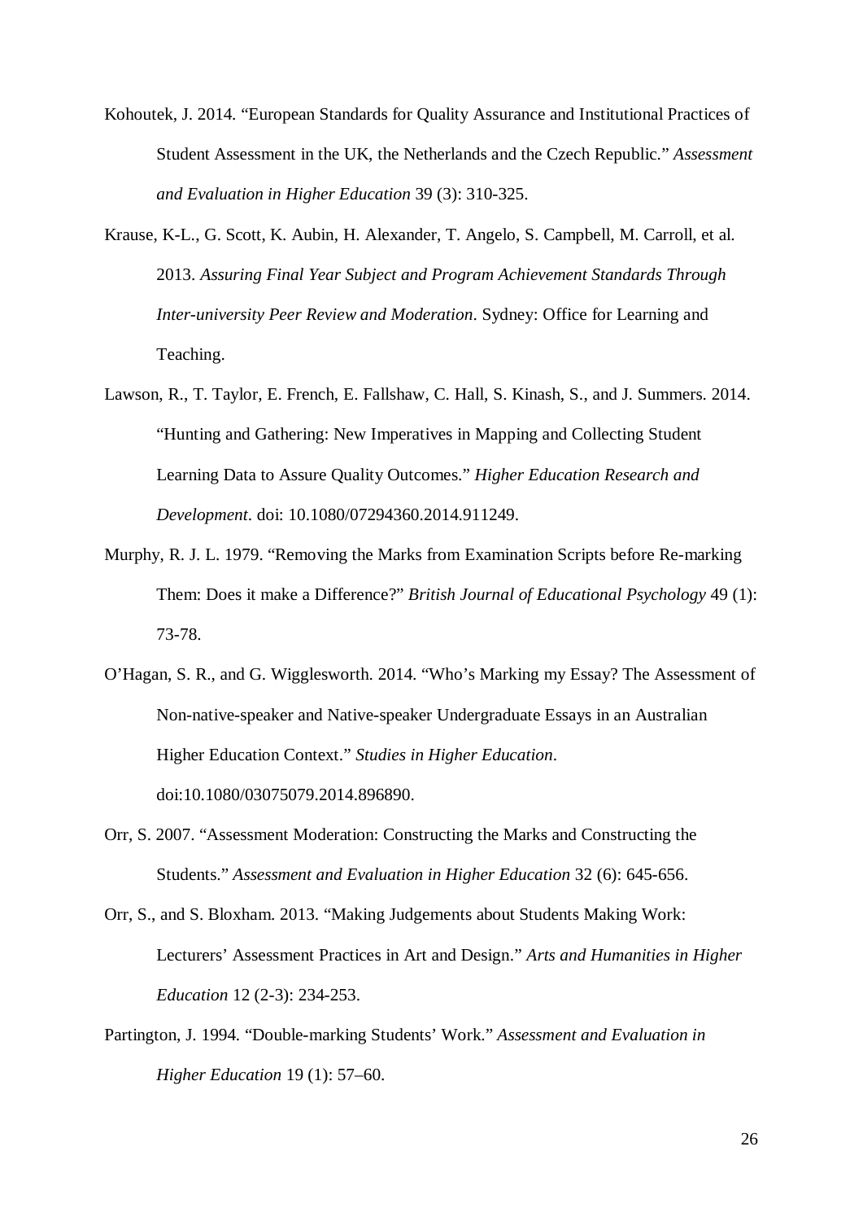Kohoutek, J. 2014. "European Standards for Quality Assurance and Institutional Practices of Student Assessment in the UK, the Netherlands and the Czech Republic." *Assessment and Evaluation in Higher Education* 39 (3): 310-325.

Krause, K-L., G. Scott, K. Aubin, H. Alexander, T. Angelo, S. Campbell, M. Carroll, et al. 2013. *Assuring Final Year Subject and Program Achievement Standards Through Inter-university Peer Review and Moderation*. Sydney: Office for Learning and Teaching.

Lawson, R., T. Taylor, E. French, E. Fallshaw, C. Hall, S. Kinash, S., and J. Summers. 2014. "Hunting and Gathering: New Imperatives in Mapping and Collecting Student Learning Data to Assure Quality Outcomes." *Higher Education Research and Development*. doi: 10.1080/07294360.2014.911249.

Murphy, R. J. L. 1979. "Removing the Marks from Examination Scripts before Re-marking Them: Does it make a Difference?" *British Journal of Educational Psychology* 49 (1): 73-78.

O'Hagan, S. R., and G. Wigglesworth. 2014. "Who's Marking my Essay? The Assessment of Non-native-speaker and Native-speaker Undergraduate Essays in an Australian Higher Education Context." *Studies in Higher Education*. doi:10.1080/03075079.2014.896890.

Orr, S. 2007. "Assessment Moderation: Constructing the Marks and Constructing the Students." *Assessment and Evaluation in Higher Education* 32 (6): 645-656.

Orr, S., and S. Bloxham. 2013. "Making Judgements about Students Making Work: Lecturers' Assessment Practices in Art and Design." *Arts and Humanities in Higher Education* 12 (2-3): 234-253.

Partington, J. 1994. "Double-marking Students' Work." *Assessment and Evaluation in Higher Education* 19 (1): 57–60.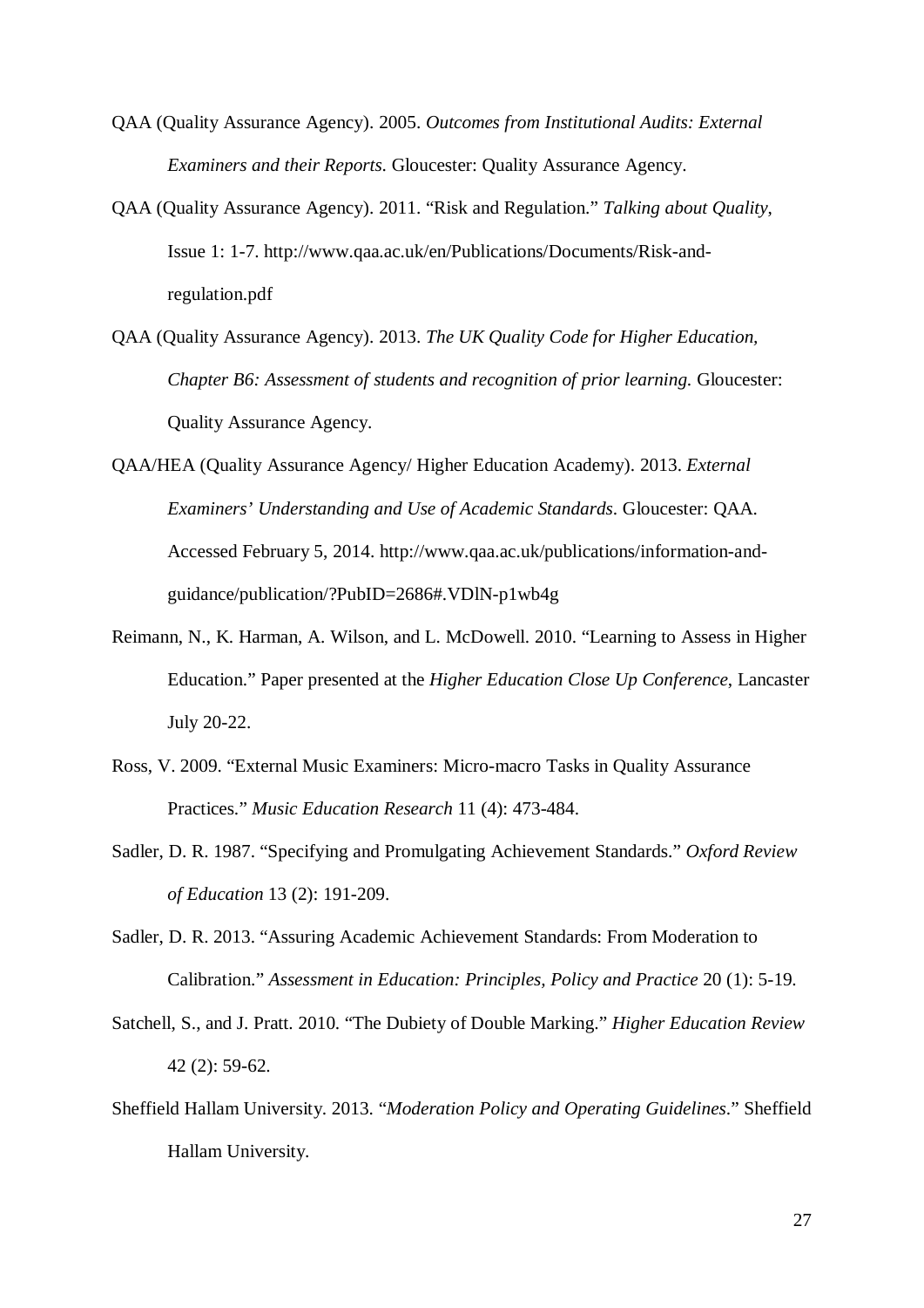QAA (Quality Assurance Agency). 2005. *Outcomes from Institutional Audits: External Examiners and their Reports.* Gloucester: Quality Assurance Agency.

QAA (Quality Assurance Agency). 2011. "Risk and Regulation." *Talking about Quality*, Issue 1: 1-7. http://www.qaa.ac.uk/en/Publications/Documents/Risk-and-regulation.pdf

QAA (Quality Assurance Agency). 2013. *The UK Quality Code for Higher Education, Chapter B6: Assessment of students and recognition of prior learning.* Gloucester: Quality Assurance Agency.

QAA/HEA (Quality Assurance Agency/ Higher Education Academy). 2013. *External Examiners' Understanding and Use of Academic Standards*. Gloucester: QAA. Accessed February 5, 2014. http://www.qaa.ac.uk/publications/information-and-guidance/publication/?PubID=2686#.VDlN-p1wb4g

Reimann, N., K. Harman, A. Wilson, and L. McDowell. 2010. "Learning to Assess in Higher Education." Paper presented at the *Higher Education Close Up Conference*, Lancaster July 20-22.

Ross, V. 2009. "External Music Examiners: Micro-macro Tasks in Quality Assurance Practices." *Music Education Research* 11 (4): 473-484.

Sadler, D. R. 1987. "Specifying and Promulgating Achievement Standards." *Oxford Review of Education* 13 (2): 191-209.

Sadler, D. R. 2013. "Assuring Academic Achievement Standards: From Moderation to Calibration." *Assessment in Education: Principles, Policy and Practice* 20 (1): 5-19.

Satchell, S., and J. Pratt. 2010. "The Dubiety of Double Marking." *Higher Education Review* 42 (2): 59-62.

Sheffield Hallam University. 2013. "*Moderation Policy and Operating Guidelines*." Sheffield Hallam University.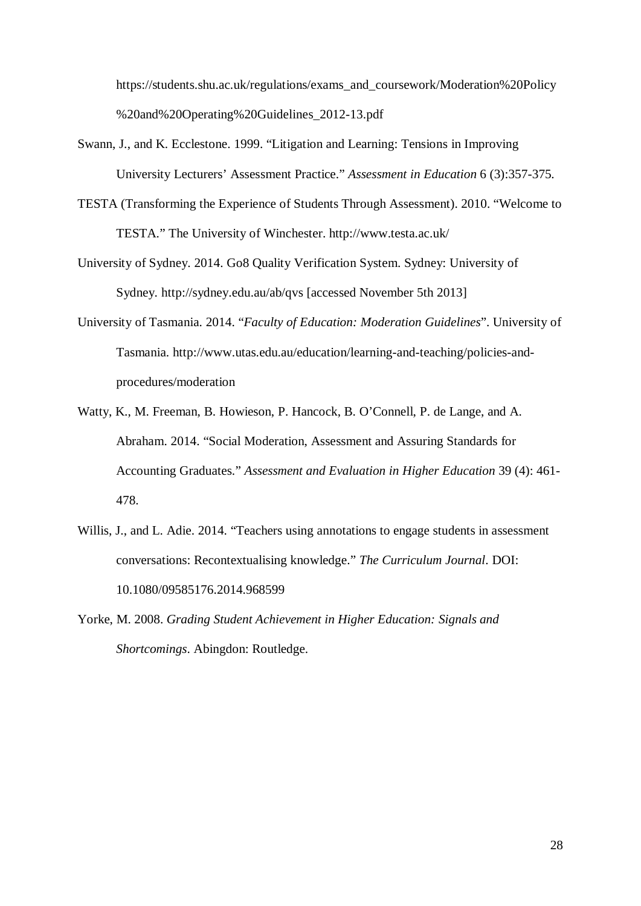https://students.shu.ac.uk/regulations/exams_and_coursework/Moderation%20Policy%20and%20Operating%20Guidelines_2012-13.pdf

Swann, J., and K. Ecclestone. 1999. "Litigation and Learning: Tensions in Improving University Lecturers' Assessment Practice." *Assessment in Education* 6 (3):357-375.

TESTA (Transforming the Experience of Students Through Assessment). 2010. "Welcome to TESTA." The University of Winchester. http://www.testa.ac.uk/

University of Sydney. 2014. Go8 Quality Verification System. Sydney: University of Sydney. http://sydney.edu.au/ab/qvs [accessed November 5th 2013]

University of Tasmania. 2014. "*Faculty of Education: Moderation Guidelines*". University of Tasmania. http://www.utas.edu.au/education/learning-and-teaching/policies-and-procedures/moderation

Watty, K., M. Freeman, B. Howieson, P. Hancock, B. O'Connell, P. de Lange, and A. Abraham. 2014. "Social Moderation, Assessment and Assuring Standards for Accounting Graduates." *Assessment and Evaluation in Higher Education* 39 (4): 461-478.

Willis, J., and L. Adie. 2014. "Teachers using annotations to engage students in assessment conversations: Recontextualising knowledge." *The Curriculum Journal*. DOI: 10.1080/09585176.2014.968599

Yorke, M. 2008. *Grading Student Achievement in Higher Education: Signals and Shortcomings*. Abingdon: Routledge.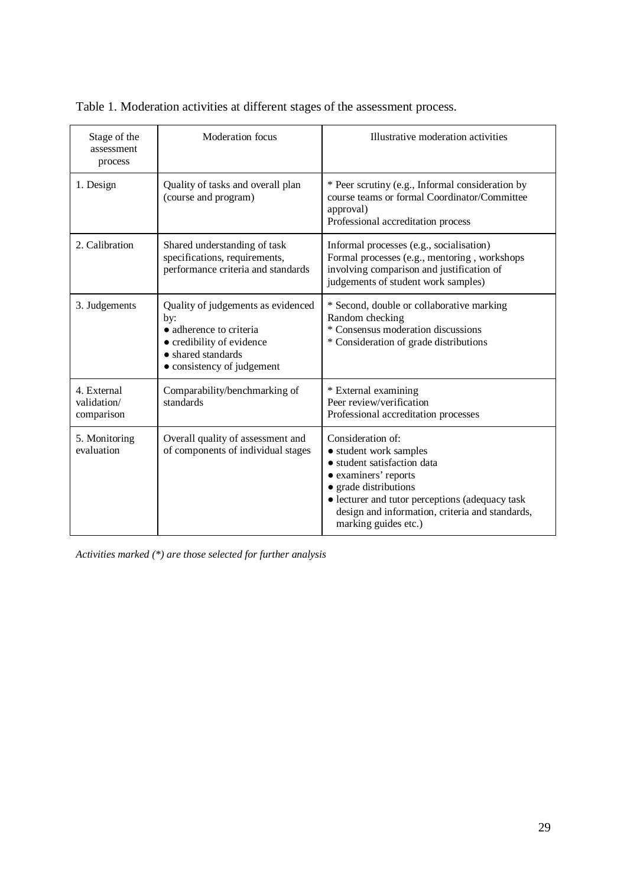Table 1. Moderation activities at different stages of the assessment process.

| Stage of the assessment process | Moderation focus | Illustrative moderation activities |
|---|---|---|
| 1. Design | Quality of tasks and overall plan (course and program) | * Peer scrutiny (e.g., Informal consideration by course teams or formal Coordinator/Committee approval)<br>Professional accreditation process |
| 2. Calibration | Shared understanding of task specifications, requirements, performance criteria and standards | Informal processes (e.g., socialisation)<br>Formal processes (e.g., mentoring , workshops involving comparison and justification of judgements of student work samples) |
| 3. Judgements | Quality of judgements as evidenced by:<br>● adherence to criteria<br>● credibility of evidence<br>● shared standards<br>● consistency of judgement | * Second, double or collaborative marking<br>Random checking<br>* Consensus moderation discussions<br>* Consideration of grade distributions |
| 4. External validation/ comparison | Comparability/benchmarking of standards | * External examining<br>Peer review/verification<br>Professional accreditation processes |
| 5. Monitoring evaluation | Overall quality of assessment and of components of individual stages | Consideration of:<br>● student work samples<br>● student satisfaction data<br>● examiners' reports<br>● grade distributions<br>● lecturer and tutor perceptions (adequacy task design and information, criteria and standards, marking guides etc.) |

*Activities marked (*) are those selected for further analysis*